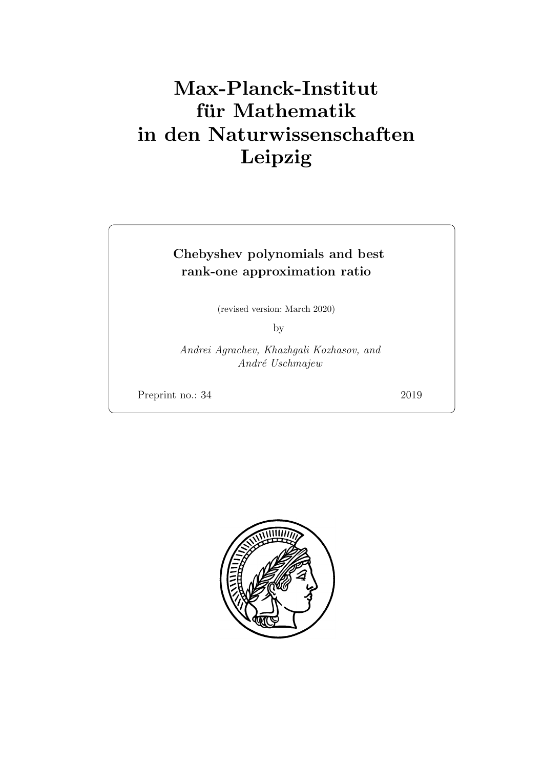# Max-Planck-Institut für Mathematik in den Naturwissenschaften Leipzig

**Chebyshev polynomials and best rank-one approximation ratio**

(revised version: March 2020)

by

*Andrei Agrachev, Khazhgali Kozhasov, and André Uschmajew*

Preprint no.: 34 2019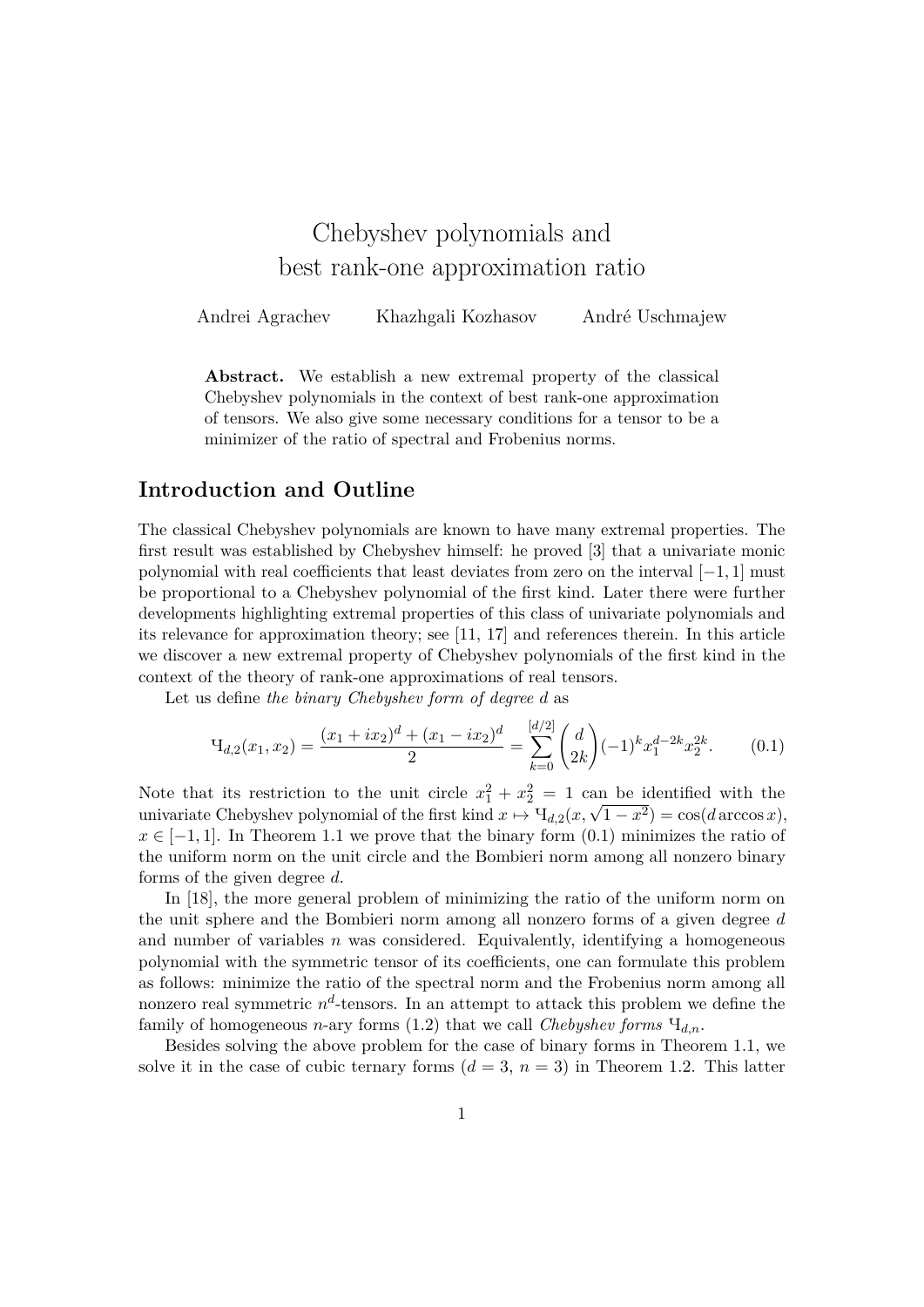# Chebyshev polynomials and best rank-one approximation ratio

Andrei Agrachev  Khazhgali Kozhasov  André Uschmajew

**Abstract.** We establish a new extremal property of the classical Chebyshev polynomials in the context of best rank-one approximation of tensors. We also give some necessary conditions for a tensor to be a minimizer of the ratio of spectral and Frobenius norms.

## Introduction and Outline

The classical Chebyshev polynomials are known to have many extremal properties. The first result was established by Chebyshev himself: he proved [3] that a univariate monic polynomial with real coefficients that least deviates from zero on the interval $[-1, 1]$ must be proportional to a Chebyshev polynomial of the first kind. Later there were further developments highlighting extremal properties of this class of univariate polynomials and its relevance for approximation theory; see [11, 17] and references therein. In this article we discover a new extremal property of Chebyshev polynomials of the first kind in the context of the theory of rank-one approximations of real tensors.

Let us define *the binary Chebyshev form of degree d* as

$$\text{Ч}_{d,2}(x_1, x_2) = \frac{(x_1 + ix_2)^d + (x_1 - ix_2)^d}{2} = \sum_{k=0}^{[d/2]} \binom{d}{2k} (-1)^k x_1^{d-2k} x_2^{2k}. \tag{0.1}$$

Note that its restriction to the unit circle $x_1^2 + x_2^2 = 1$ can be identified with the univariate Chebyshev polynomial of the first kind $x \mapsto \text{Ч}_{d,2}(x, \sqrt{1-x^2}) = \cos(d \arccos x)$, $x \in [-1, 1]$. In Theorem 1.1 we prove that the binary form (0.1) minimizes the ratio of the uniform norm on the unit circle and the Bombieri norm among all nonzero binary forms of the given degree $d$.

In [18], the more general problem of minimizing the ratio of the uniform norm on the unit sphere and the Bombieri norm among all nonzero forms of a given degree $d$ and number of variables $n$ was considered. Equivalently, identifying a homogeneous polynomial with the symmetric tensor of its coefficients, one can formulate this problem as follows: minimize the ratio of the spectral norm and the Frobenius norm among all nonzero real symmetric $n^d$-tensors. In an attempt to attack this problem we define the family of homogeneous $n$-ary forms (1.2) that we call *Chebyshev forms* $\text{Ч}_{d,n}$.

Besides solving the above problem for the case of binary forms in Theorem 1.1, we solve it in the case of cubic ternary forms ($d = 3$, $n = 3$) in Theorem 1.2. This latter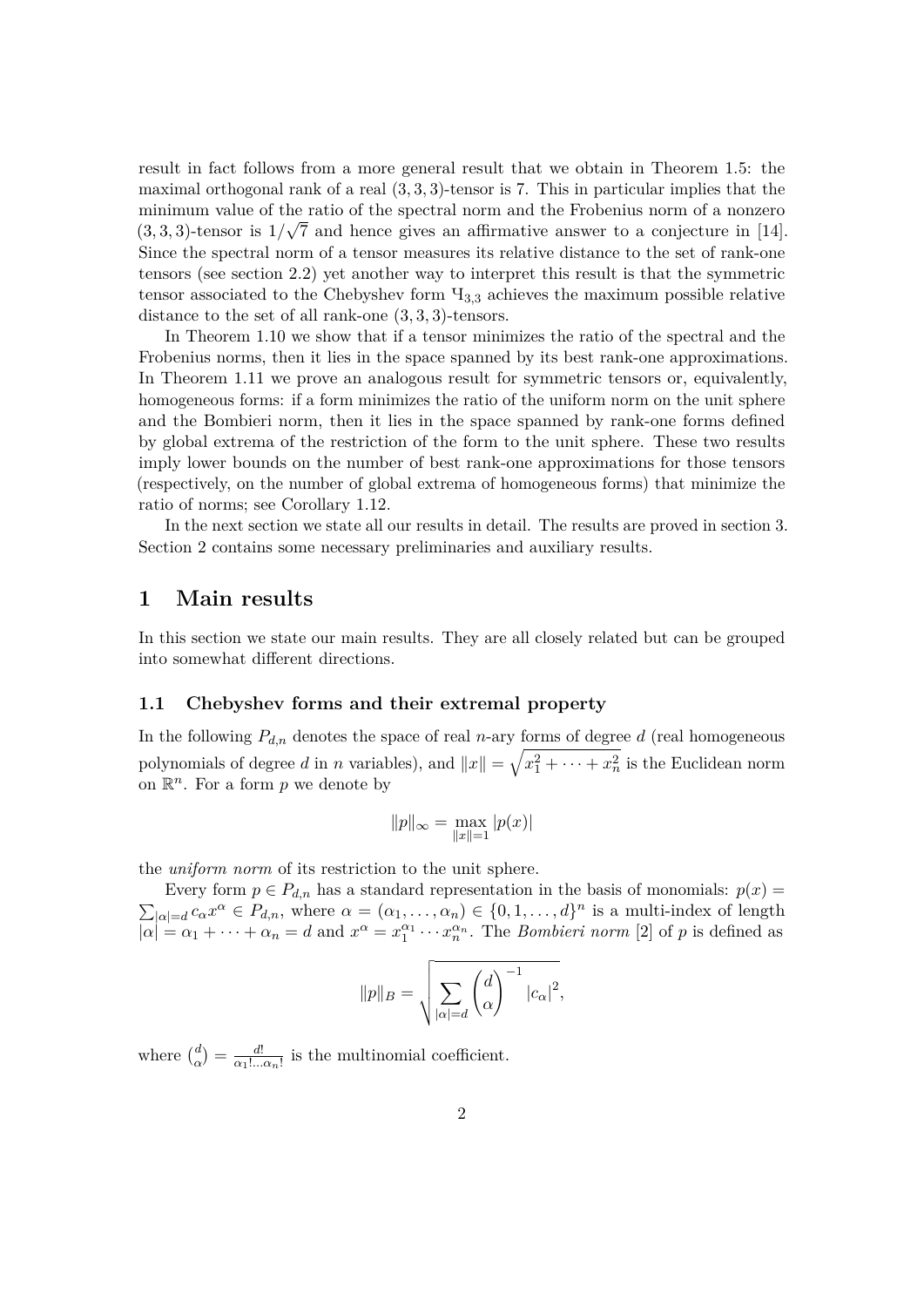result in fact follows from a more general result that we obtain in Theorem 1.5: the maximal orthogonal rank of a real $(3,3,3)$-tensor is 7. This in particular implies that the minimum value of the ratio of the spectral norm and the Frobenius norm of a nonzero $(3,3,3)$-tensor is $1/\sqrt{7}$ and hence gives an affirmative answer to a conjecture in [14]. Since the spectral norm of a tensor measures its relative distance to the set of rank-one tensors (see section 2.2) yet another way to interpret this result is that the symmetric tensor associated to the Chebyshev form $Ч_{3,3}$ achieves the maximum possible relative distance to the set of all rank-one $(3,3,3)$-tensors.

In Theorem 1.10 we show that if a tensor minimizes the ratio of the spectral and the Frobenius norms, then it lies in the space spanned by its best rank-one approximations. In Theorem 1.11 we prove an analogous result for symmetric tensors or, equivalently, homogeneous forms: if a form minimizes the ratio of the uniform norm on the unit sphere and the Bombieri norm, then it lies in the space spanned by rank-one forms defined by global extrema of the restriction of the form to the unit sphere. These two results imply lower bounds on the number of best rank-one approximations for those tensors (respectively, on the number of global extrema of homogeneous forms) that minimize the ratio of norms; see Corollary 1.12.

In the next section we state all our results in detail. The results are proved in section 3. Section 2 contains some necessary preliminaries and auxiliary results.

# 1 Main results

In this section we state our main results. They are all closely related but can be grouped into somewhat different directions.

## 1.1 Chebyshev forms and their extremal property

In the following $P_{d,n}$ denotes the space of real $n$-ary forms of degree $d$ (real homogeneous polynomials of degree $d$ in $n$ variables), and $\|x\| = \sqrt{x_1^2 + \cdots + x_n^2}$ is the Euclidean norm on $\mathbb{R}^n$. For a form $p$ we denote by

$$\|p\|_\infty = \max_{\|x\|=1} |p(x)|$$

the *uniform norm* of its restriction to the unit sphere.

Every form $p \in P_{d,n}$ has a standard representation in the basis of monomials: $p(x) = \sum_{|\alpha|=d} c_\alpha x^\alpha \in P_{d,n}$, where $\alpha = (\alpha_1, \ldots, \alpha_n) \in \{0, 1, \ldots, d\}^n$ is a multi-index of length $|\alpha| = \alpha_1 + \cdots + \alpha_n = d$ and $x^\alpha = x_1^{\alpha_1} \cdots x_n^{\alpha_n}$. The *Bombieri norm* [2] of $p$ is defined as

$$\|p\|_B = \sqrt{\sum_{|\alpha|=d} \binom{d}{\alpha}^{-1} |c_\alpha|^2},$$

where $\binom{d}{\alpha} = \frac{d!}{\alpha_1! \ldots \alpha_n!}$ is the multinomial coefficient.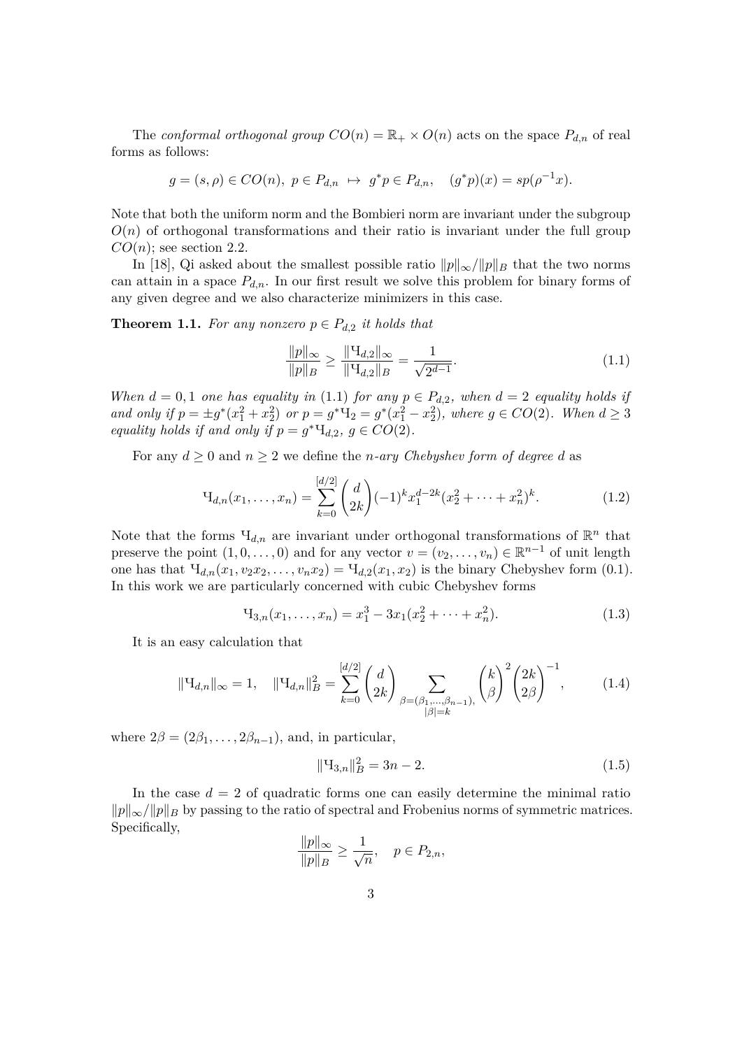The *conformal orthogonal group* $CO(n) = \mathbb{R}_+ \times O(n)$ acts on the space $P_{d,n}$ of real forms as follows:

$$g = (s, \rho) \in CO(n),\ p \in P_{d,n} \ \mapsto\ g^* p \in P_{d,n}, \quad (g^*p)(x) = sp(\rho^{-1}x).$$

Note that both the uniform norm and the Bombieri norm are invariant under the subgroup $O(n)$ of orthogonal transformations and their ratio is invariant under the full group $CO(n)$; see section 2.2.

In [18], Qi asked about the smallest possible ratio $\|p\|_\infty/\|p\|_B$ that the two norms can attain in a space $P_{d,n}$. In our first result we solve this problem for binary forms of any given degree and we also characterize minimizers in this case.

**Theorem 1.1.** *For any nonzero $p \in P_{d,2}$ it holds that*

$$\frac{\|p\|_\infty}{\|p\|_B} \geq \frac{\|Ч_{d,2}\|_\infty}{\|Ч_{d,2}\|_B} = \frac{1}{\sqrt{2^{d-1}}}. \tag{1.1}$$

*When $d = 0, 1$ one has equality in (1.1) for any $p \in P_{d,2}$, when $d = 2$ equality holds if and only if $p = \pm g^*(x_1^2 + x_2^2)$ or $p = g^* Ч_2 = g^*(x_1^2 - x_2^2)$, where $g \in CO(2)$. When $d \geq 3$ equality holds if and only if $p = g^* Ч_{d,2}$, $g \in CO(2)$.*

For any $d \geq 0$ and $n \geq 2$ we define the *$n$-ary Chebyshev form of degree $d$* as

$$Ч_{d,n}(x_1, \ldots, x_n) = \sum_{k=0}^{[d/2]} \binom{d}{2k} (-1)^k x_1^{d-2k} (x_2^2 + \cdots + x_n^2)^k. \tag{1.2}$$

Note that the forms $Ч_{d,n}$ are invariant under orthogonal transformations of $\mathbb{R}^n$ that preserve the point $(1, 0, \ldots, 0)$ and for any vector $v = (v_2, \ldots, v_n) \in \mathbb{R}^{n-1}$ of unit length one has that $Ч_{d,n}(x_1, v_2 x_2, \ldots, v_n x_2) = Ч_{d,2}(x_1, x_2)$ is the binary Chebyshev form (0.1). In this work we are particularly concerned with cubic Chebyshev forms

$$Ч_{3,n}(x_1, \ldots, x_n) = x_1^3 - 3x_1(x_2^2 + \cdots + x_n^2). \tag{1.3}$$

It is an easy calculation that

$$\|Ч_{d,n}\|_\infty = 1, \quad \|Ч_{d,n}\|_B^2 = \sum_{k=0}^{[d/2]} \binom{d}{2k} \sum_{\substack{\beta = (\beta_1, \ldots, \beta_{n-1}), \\ |\beta| = k}} \binom{k}{\beta}^2 \binom{2k}{2\beta}^{-1}, \tag{1.4}$$

where $2\beta = (2\beta_1, \ldots, 2\beta_{n-1})$, and, in particular,

$$\|Ч_{3,n}\|_B^2 = 3n - 2. \tag{1.5}$$

In the case $d = 2$ of quadratic forms one can easily determine the minimal ratio $\|p\|_\infty/\|p\|_B$ by passing to the ratio of spectral and Frobenius norms of symmetric matrices. Specifically,

$$\frac{\|p\|_\infty}{\|p\|_B} \geq \frac{1}{\sqrt{n}}, \quad p \in P_{2,n},$$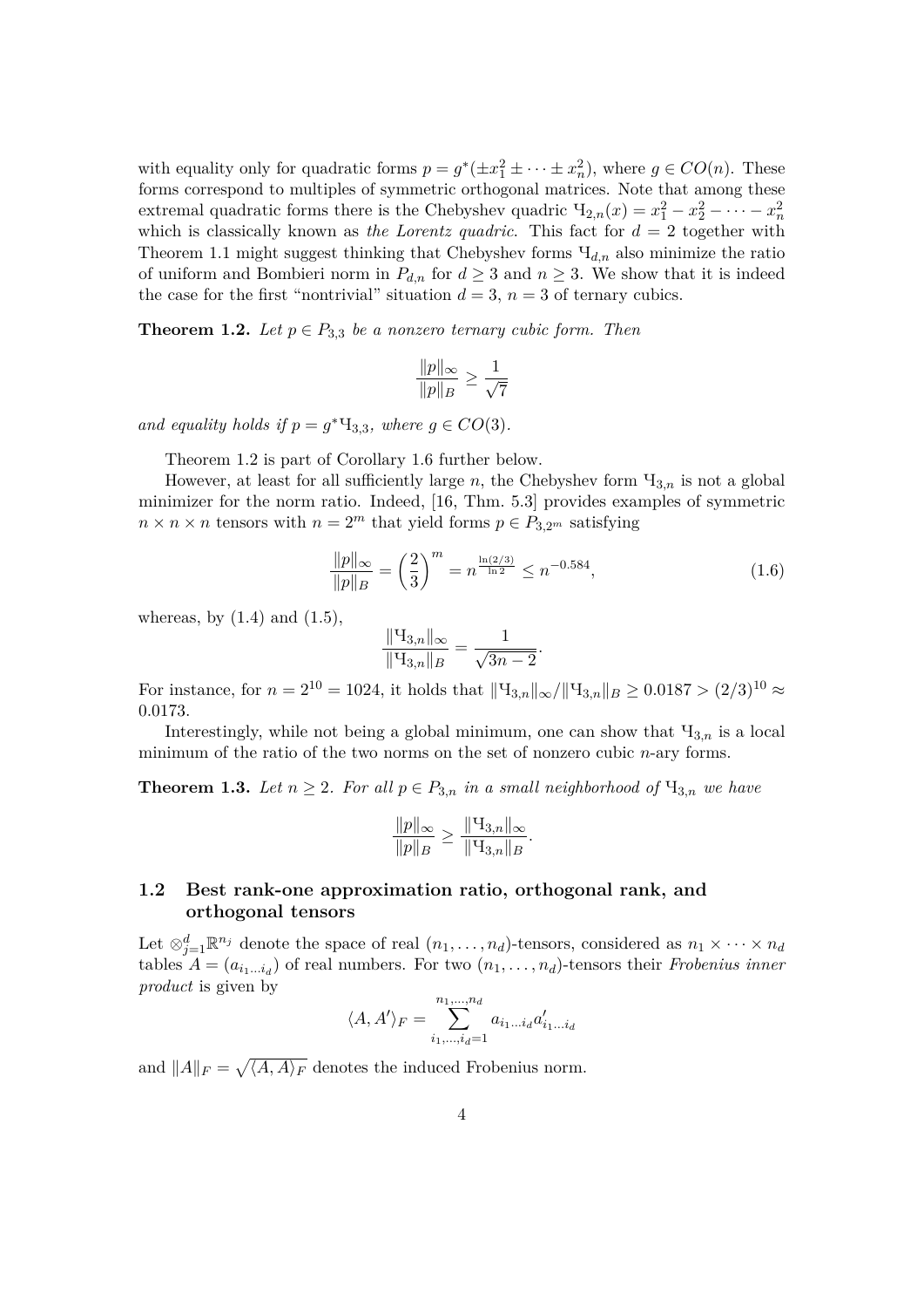with equality only for quadratic forms $p = g^*(\pm x_1^2 \pm \cdots \pm x_n^2)$, where $g \in CO(n)$. These forms correspond to multiples of symmetric orthogonal matrices. Note that among these extremal quadratic forms there is the Chebyshev quadric $Ч_{2,n}(x) = x_1^2 - x_2^2 - \cdots - x_n^2$ which is classically known as *the Lorentz quadric*. This fact for $d = 2$ together with Theorem 1.1 might suggest thinking that Chebyshev forms $Ч_{d,n}$ also minimize the ratio of uniform and Bombieri norm in $P_{d,n}$ for $d \geq 3$ and $n \geq 3$. We show that it is indeed the case for the first "nontrivial" situation $d = 3$, $n = 3$ of ternary cubics.

**Theorem 1.2.** *Let $p \in P_{3,3}$ be a nonzero ternary cubic form. Then*

$$\frac{\|p\|_\infty}{\|p\|_B} \geq \frac{1}{\sqrt{7}}$$

*and equality holds if $p = g^* Ч_{3,3}$, where $g \in CO(3)$.*

Theorem 1.2 is part of Corollary 1.6 further below.

However, at least for all sufficiently large $n$, the Chebyshev form $Ч_{3,n}$ is not a global minimizer for the norm ratio. Indeed, [16, Thm. 5.3] provides examples of symmetric $n \times n \times n$ tensors with $n = 2^m$ that yield forms $p \in P_{3,2^m}$ satisfying

$$\frac{\|p\|_\infty}{\|p\|_B} = \left(\frac{2}{3}\right)^m = n^{\frac{\ln(2/3)}{\ln 2}} \leq n^{-0.584}, \tag{1.6}$$

whereas, by (1.4) and (1.5),

$$\frac{\|Ч_{3,n}\|_\infty}{\|Ч_{3,n}\|_B} = \frac{1}{\sqrt{3n-2}}.$$

For instance, for $n = 2^{10} = 1024$, it holds that $\|Ч_{3,n}\|_\infty / \|Ч_{3,n}\|_B \geq 0.0187 > (2/3)^{10} \approx 0.0173$.

Interestingly, while not being a global minimum, one can show that $Ч_{3,n}$ is a local minimum of the ratio of the two norms on the set of nonzero cubic $n$-ary forms.

**Theorem 1.3.** *Let $n \geq 2$. For all $p \in P_{3,n}$ in a small neighborhood of $Ч_{3,n}$ we have*

$$\frac{\|p\|_\infty}{\|p\|_B} \geq \frac{\|Ч_{3,n}\|_\infty}{\|Ч_{3,n}\|_B}.$$

### 1.2 Best rank-one approximation ratio, orthogonal rank, and orthogonal tensors

Let $\otimes_{j=1}^d \mathbb{R}^{n_j}$ denote the space of real $(n_1, \ldots, n_d)$-tensors, considered as $n_1 \times \cdots \times n_d$ tables $A = (a_{i_1 \ldots i_d})$ of real numbers. For two $(n_1, \ldots, n_d)$-tensors their *Frobenius inner product* is given by

$$\langle A, A' \rangle_F = \sum_{i_1, \ldots, i_d = 1}^{n_1, \ldots, n_d} a_{i_1 \ldots i_d} a'_{i_1 \ldots i_d}$$

and $\|A\|_F = \sqrt{\langle A, A \rangle_F}$ denotes the induced Frobenius norm.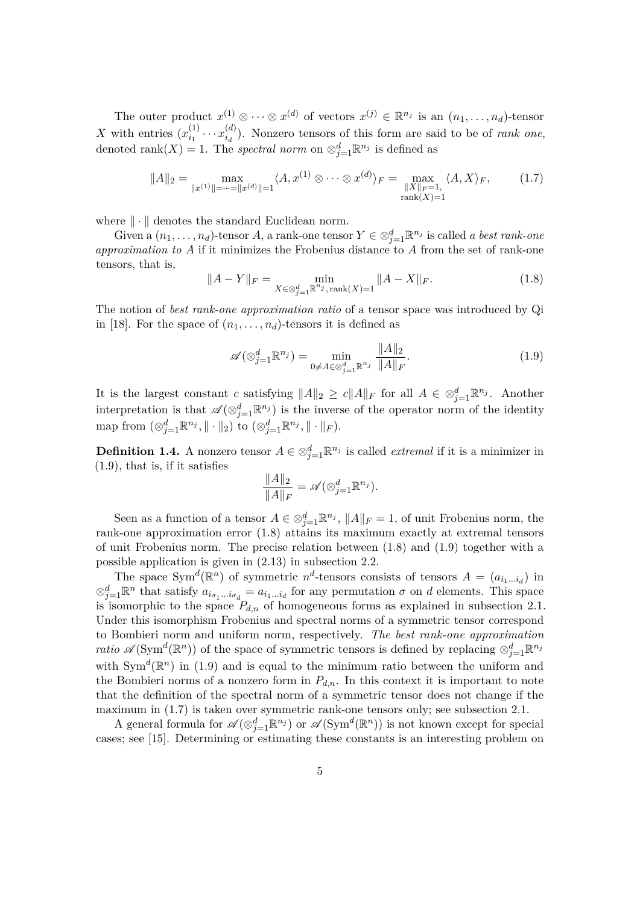The outer product $x^{(1)} \otimes \cdots \otimes x^{(d)}$ of vectors $x^{(j)} \in \mathbb{R}^{n_j}$ is an $(n_1, \dots, n_d)$-tensor $X$ with entries $(x^{(1)}_{i_1} \cdots x^{(d)}_{i_d})$. Nonzero tensors of this form are said to be of *rank one*, denoted $\operatorname{rank}(X) = 1$. The *spectral norm* on $\otimes_{j=1}^d \mathbb{R}^{n_j}$ is defined as

$$\|A\|_2 = \max_{\|x^{(1)}\| = \cdots = \|x^{(d)}\| = 1} \langle A, x^{(1)} \otimes \cdots \otimes x^{(d)} \rangle_F = \max_{\substack{\|X\|_F = 1, \\ \operatorname{rank}(X) = 1}} \langle A, X \rangle_F, \tag{1.7}$$

where $\|\cdot\|$ denotes the standard Euclidean norm.

Given a $(n_1, \dots, n_d)$-tensor $A$, a rank-one tensor $Y \in \otimes_{j=1}^d \mathbb{R}^{n_j}$ is called *a best rank-one approximation to* $A$ if it minimizes the Frobenius distance to $A$ from the set of rank-one tensors, that is,

$$\|A - Y\|_F = \min_{X \in \otimes_{j=1}^d \mathbb{R}^{n_j},\, \operatorname{rank}(X) = 1} \|A - X\|_F. \tag{1.8}$$

The notion of *best rank-one approximation ratio* of a tensor space was introduced by Qi in [18]. For the space of $(n_1, \dots, n_d)$-tensors it is defined as

$$\mathscr{A}(\otimes_{j=1}^d \mathbb{R}^{n_j}) = \min_{0 \neq A \in \otimes_{j=1}^d \mathbb{R}^{n_j}} \frac{\|A\|_2}{\|A\|_F}. \tag{1.9}$$

It is the largest constant $c$ satisfying $\|A\|_2 \geq c\|A\|_F$ for all $A \in \otimes_{j=1}^d \mathbb{R}^{n_j}$. Another interpretation is that $\mathscr{A}(\otimes_{j=1}^d \mathbb{R}^{n_j})$ is the inverse of the operator norm of the identity map from $(\otimes_{j=1}^d \mathbb{R}^{n_j}, \|\cdot\|_2)$ to $(\otimes_{j=1}^d \mathbb{R}^{n_j}, \|\cdot\|_F)$.

**Definition 1.4.** A nonzero tensor $A \in \otimes_{j=1}^d \mathbb{R}^{n_j}$ is called *extremal* if it is a minimizer in (1.9), that is, if it satisfies

$$\frac{\|A\|_2}{\|A\|_F} = \mathscr{A}(\otimes_{j=1}^d \mathbb{R}^{n_j}).$$

Seen as a function of a tensor $A \in \otimes_{j=1}^d \mathbb{R}^{n_j}$, $\|A\|_F = 1$, of unit Frobenius norm, the rank-one approximation error (1.8) attains its maximum exactly at extremal tensors of unit Frobenius norm. The precise relation between (1.8) and (1.9) together with a possible application is given in (2.13) in subsection 2.2.

The space $\operatorname{Sym}^d(\mathbb{R}^n)$ of symmetric $n^d$-tensors consists of tensors $A = (a_{i_1 \dots i_d})$ in $\otimes_{j=1}^d \mathbb{R}^n$ that satisfy $a_{i_{\sigma_1} \dots i_{\sigma_d}} = a_{i_1 \dots i_d}$ for any permutation $\sigma$ on $d$ elements. This space is isomorphic to the space $P_{d,n}$ of homogeneous forms as explained in subsection 2.1. Under this isomorphism Frobenius and spectral norms of a symmetric tensor correspond to Bombieri norm and uniform norm, respectively. *The best rank-one approximation ratio* $\mathscr{A}(\operatorname{Sym}^d(\mathbb{R}^n))$ of the space of symmetric tensors is defined by replacing $\otimes_{j=1}^d \mathbb{R}^{n_j}$ with $\operatorname{Sym}^d(\mathbb{R}^n)$ in (1.9) and is equal to the minimum ratio between the uniform and the Bombieri norms of a nonzero form in $P_{d,n}$. In this context it is important to note that the definition of the spectral norm of a symmetric tensor does not change if the maximum in (1.7) is taken over symmetric rank-one tensors only; see subsection 2.1.

A general formula for $\mathscr{A}(\otimes_{j=1}^d \mathbb{R}^{n_j})$ or $\mathscr{A}(\operatorname{Sym}^d(\mathbb{R}^n))$ is not known except for special cases; see [15]. Determining or estimating these constants is an interesting problem on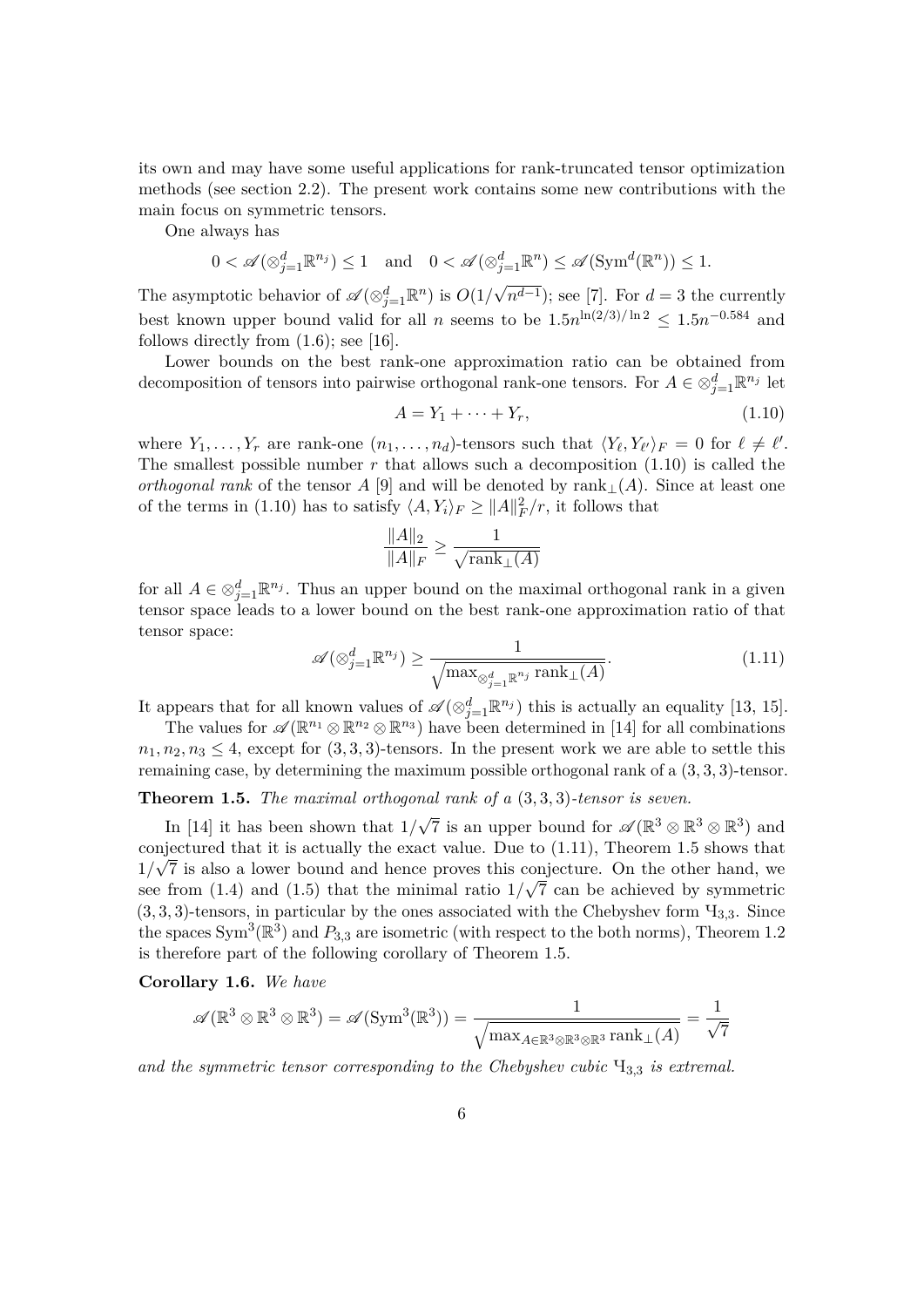its own and may have some useful applications for rank-truncated tensor optimization methods (see section 2.2). The present work contains some new contributions with the main focus on symmetric tensors.

One always has

$$0 < \mathscr{A}(\otimes_{j=1}^d \mathbb{R}^{n_j}) \leq 1 \quad \text{and} \quad 0 < \mathscr{A}(\otimes_{j=1}^d \mathbb{R}^{n}) \leq \mathscr{A}(\mathrm{Sym}^d(\mathbb{R}^n)) \leq 1.$$

The asymptotic behavior of $\mathscr{A}(\otimes_{j=1}^d \mathbb{R}^{n})$ is $O(1/\sqrt{n^{d-1}})$; see [7]. For $d = 3$ the currently best known upper bound valid for all $n$ seems to be $1.5n^{\ln(2/3)/\ln 2} \leq 1.5n^{-0.584}$ and follows directly from (1.6); see [16].

Lower bounds on the best rank-one approximation ratio can be obtained from decomposition of tensors into pairwise orthogonal rank-one tensors. For $A \in \otimes_{j=1}^d \mathbb{R}^{n_j}$ let

$$A = Y_1 + \cdots + Y_r, \tag{1.10}$$

where $Y_1, \dots, Y_r$ are rank-one $(n_1, \dots, n_d)$-tensors such that $\langle Y_\ell, Y_{\ell'} \rangle_F = 0$ for $\ell \neq \ell'$. The smallest possible number $r$ that allows such a decomposition (1.10) is called the *orthogonal rank* of the tensor $A$ [9] and will be denoted by $\mathrm{rank}_\perp(A)$. Since at least one of the terms in (1.10) has to satisfy $\langle A, Y_i \rangle_F \geq \|A\|_F^2/r$, it follows that

$$\frac{\|A\|_2}{\|A\|_F} \geq \frac{1}{\sqrt{\mathrm{rank}_\perp(A)}}$$

for all $A \in \otimes_{j=1}^d \mathbb{R}^{n_j}$. Thus an upper bound on the maximal orthogonal rank in a given tensor space leads to a lower bound on the best rank-one approximation ratio of that tensor space:

$$\mathscr{A}(\otimes_{j=1}^d \mathbb{R}^{n_j}) \geq \frac{1}{\sqrt{\max_{\otimes_{j=1}^d \mathbb{R}^{n_j}} \mathrm{rank}_\perp(A)}}. \tag{1.11}$$

It appears that for all known values of $\mathscr{A}(\otimes_{j=1}^d \mathbb{R}^{n_j})$ this is actually an equality [13, 15].

The values for $\mathscr{A}(\mathbb{R}^{n_1} \otimes \mathbb{R}^{n_2} \otimes \mathbb{R}^{n_3})$ have been determined in [14] for all combinations $n_1, n_2, n_3 \leq 4$, except for $(3, 3, 3)$-tensors. In the present work we are able to settle this remaining case, by determining the maximum possible orthogonal rank of a $(3, 3, 3)$-tensor.

**Theorem 1.5.** *The maximal orthogonal rank of a $(3, 3, 3)$-tensor is seven.*

In [14] it has been shown that $1/\sqrt{7}$ is an upper bound for $\mathscr{A}(\mathbb{R}^3 \otimes \mathbb{R}^3 \otimes \mathbb{R}^3)$ and conjectured that it is actually the exact value. Due to (1.11), Theorem 1.5 shows that $1/\sqrt{7}$ is also a lower bound and hence proves this conjecture. On the other hand, we see from (1.4) and (1.5) that the minimal ratio $1/\sqrt{7}$ can be achieved by symmetric $(3, 3, 3)$-tensors, in particular by the ones associated with the Chebyshev form $Ч_{3,3}$. Since the spaces $\mathrm{Sym}^3(\mathbb{R}^3)$ and $P_{3,3}$ are isometric (with respect to the both norms), Theorem 1.2 is therefore part of the following corollary of Theorem 1.5.

**Corollary 1.6.** *We have*

$$\mathscr{A}(\mathbb{R}^3 \otimes \mathbb{R}^3 \otimes \mathbb{R}^3) = \mathscr{A}(\mathrm{Sym}^3(\mathbb{R}^3)) = \frac{1}{\sqrt{\max_{A \in \mathbb{R}^3 \otimes \mathbb{R}^3 \otimes \mathbb{R}^3} \mathrm{rank}_\perp(A)}} = \frac{1}{\sqrt{7}}$$

*and the symmetric tensor corresponding to the Chebyshev cubic $Ч_{3,3}$ is extremal.*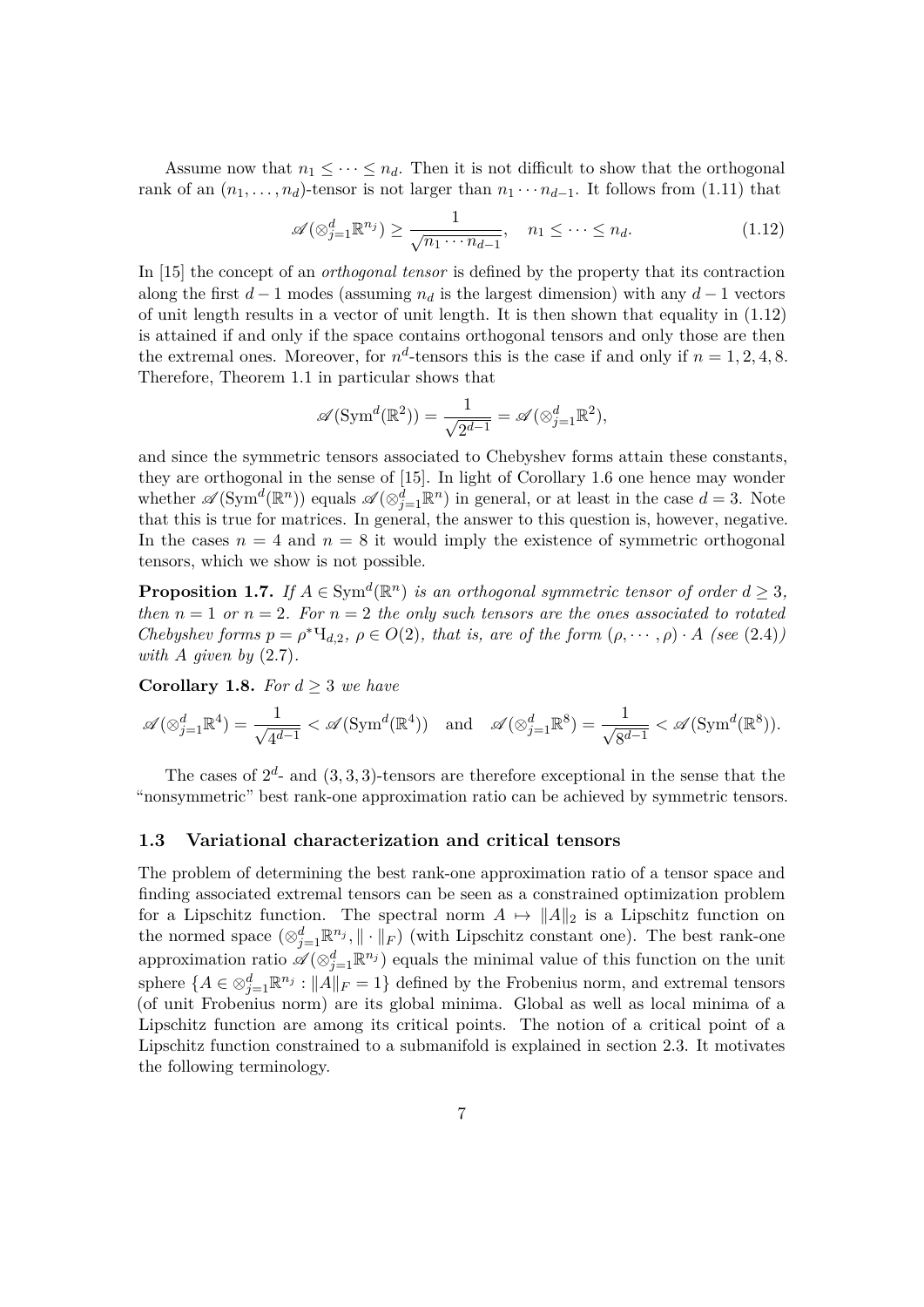Assume now that $n_1 \leq \cdots \leq n_d$. Then it is not difficult to show that the orthogonal rank of an $(n_1, \ldots, n_d)$-tensor is not larger than $n_1 \cdots n_{d-1}$. It follows from (1.11) that

$$\mathscr{A}(\otimes_{j=1}^d \mathbb{R}^{n_j}) \geq \frac{1}{\sqrt{n_1 \cdots n_{d-1}}}, \quad n_1 \leq \cdots \leq n_d. \tag{1.12}$$

In [15] the concept of an *orthogonal tensor* is defined by the property that its contraction along the first $d-1$ modes (assuming $n_d$ is the largest dimension) with any $d-1$ vectors of unit length results in a vector of unit length. It is then shown that equality in (1.12) is attained if and only if the space contains orthogonal tensors and only those are then the extremal ones. Moreover, for $n^d$-tensors this is the case if and only if $n = 1, 2, 4, 8$. Therefore, Theorem 1.1 in particular shows that

$$\mathscr{A}(\operatorname{Sym}^d(\mathbb{R}^2)) = \frac{1}{\sqrt{2^{d-1}}} = \mathscr{A}(\otimes_{j=1}^d \mathbb{R}^2),$$

and since the symmetric tensors associated to Chebyshev forms attain these constants, they are orthogonal in the sense of [15]. In light of Corollary 1.6 one hence may wonder whether $\mathscr{A}(\operatorname{Sym}^d(\mathbb{R}^n))$ equals $\mathscr{A}(\otimes_{j=1}^d \mathbb{R}^n)$ in general, or at least in the case $d = 3$. Note that this is true for matrices. In general, the answer to this question is, however, negative. In the cases $n = 4$ and $n = 8$ it would imply the existence of symmetric orthogonal tensors, which we show is not possible.

**Proposition 1.7.** *If $A \in \operatorname{Sym}^d(\mathbb{R}^n)$ is an orthogonal symmetric tensor of order $d \geq 3$, then $n = 1$ or $n = 2$. For $n = 2$ the only such tensors are the ones associated to rotated Chebyshev forms $p = \rho^* \text{Ч}_{d,2}$, $\rho \in O(2)$, that is, are of the form $(\rho, \cdots, \rho) \cdot A$ (see* (2.4)*) with $A$ given by* (2.7)*.*

**Corollary 1.8.** *For $d \geq 3$ we have*

$$\mathscr{A}(\otimes_{j=1}^d \mathbb{R}^4) = \frac{1}{\sqrt{4^{d-1}}} < \mathscr{A}(\operatorname{Sym}^d(\mathbb{R}^4)) \quad \text{and} \quad \mathscr{A}(\otimes_{j=1}^d \mathbb{R}^8) = \frac{1}{\sqrt{8^{d-1}}} < \mathscr{A}(\operatorname{Sym}^d(\mathbb{R}^8)).$$

The cases of $2^d$- and $(3,3,3)$-tensors are therefore exceptional in the sense that the "nonsymmetric" best rank-one approximation ratio can be achieved by symmetric tensors.

### 1.3 Variational characterization and critical tensors

The problem of determining the best rank-one approximation ratio of a tensor space and finding associated extremal tensors can be seen as a constrained optimization problem for a Lipschitz function. The spectral norm $A \mapsto \|A\|_2$ is a Lipschitz function on the normed space $(\otimes_{j=1}^d \mathbb{R}^{n_j}, \|\cdot\|_F)$ (with Lipschitz constant one). The best rank-one approximation ratio $\mathscr{A}(\otimes_{j=1}^d \mathbb{R}^{n_j})$ equals the minimal value of this function on the unit sphere $\{A \in \otimes_{j=1}^d \mathbb{R}^{n_j} : \|A\|_F = 1\}$ defined by the Frobenius norm, and extremal tensors (of unit Frobenius norm) are its global minima. Global as well as local minima of a Lipschitz function are among its critical points. The notion of a critical point of a Lipschitz function constrained to a submanifold is explained in section 2.3. It motivates the following terminology.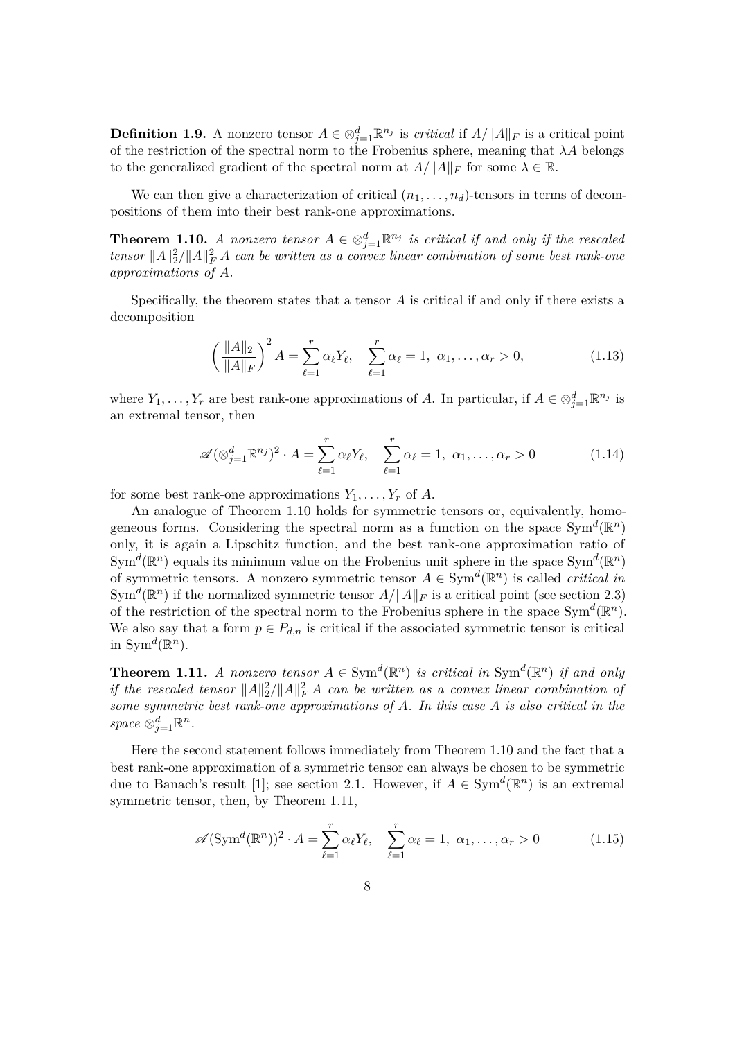**Definition 1.9.** A nonzero tensor $A \in \otimes_{j=1}^d \mathbb{R}^{n_j}$ is *critical* if $A/\|A\|_F$ is a critical point of the restriction of the spectral norm to the Frobenius sphere, meaning that $\lambda A$ belongs to the generalized gradient of the spectral norm at $A/\|A\|_F$ for some $\lambda \in \mathbb{R}$.

We can then give a characterization of critical $(n_1, \dots, n_d)$-tensors in terms of decompositions of them into their best rank-one approximations.

**Theorem 1.10.** *A nonzero tensor $A \in \otimes_{j=1}^d \mathbb{R}^{n_j}$ is critical if and only if the rescaled tensor $\|A\|_2^2/\|A\|_F^2\, A$ can be written as a convex linear combination of some best rank-one approximations of $A$.*

Specifically, the theorem states that a tensor $A$ is critical if and only if there exists a decomposition

$$\left(\frac{\|A\|_2}{\|A\|_F}\right)^2 A = \sum_{\ell=1}^r \alpha_\ell Y_\ell, \quad \sum_{\ell=1}^r \alpha_\ell = 1,\ \alpha_1, \dots, \alpha_r > 0, \tag{1.13}$$

where $Y_1, \dots, Y_r$ are best rank-one approximations of $A$. In particular, if $A \in \otimes_{j=1}^d \mathbb{R}^{n_j}$ is an extremal tensor, then

$$\mathscr{A}(\otimes_{j=1}^d \mathbb{R}^{n_j})^2 \cdot A = \sum_{\ell=1}^r \alpha_\ell Y_\ell, \quad \sum_{\ell=1}^r \alpha_\ell = 1,\ \alpha_1, \dots, \alpha_r > 0 \tag{1.14}$$

for some best rank-one approximations $Y_1, \dots, Y_r$ of $A$.

An analogue of Theorem 1.10 holds for symmetric tensors or, equivalently, homogeneous forms. Considering the spectral norm as a function on the space $\mathrm{Sym}^d(\mathbb{R}^n)$ only, it is again a Lipschitz function, and the best rank-one approximation ratio of $\mathrm{Sym}^d(\mathbb{R}^n)$ equals its minimum value on the Frobenius unit sphere in the space $\mathrm{Sym}^d(\mathbb{R}^n)$ of symmetric tensors. A nonzero symmetric tensor $A \in \mathrm{Sym}^d(\mathbb{R}^n)$ is called *critical in* $\mathrm{Sym}^d(\mathbb{R}^n)$ if the normalized symmetric tensor $A/\|A\|_F$ is a critical point (see section 2.3) of the restriction of the spectral norm to the Frobenius sphere in the space $\mathrm{Sym}^d(\mathbb{R}^n)$. We also say that a form $p \in P_{d,n}$ is critical if the associated symmetric tensor is critical in $\mathrm{Sym}^d(\mathbb{R}^n)$.

**Theorem 1.11.** *A nonzero tensor $A \in \mathrm{Sym}^d(\mathbb{R}^n)$ is critical in $\mathrm{Sym}^d(\mathbb{R}^n)$ if and only if the rescaled tensor $\|A\|_2^2/\|A\|_F^2\, A$ can be written as a convex linear combination of some symmetric best rank-one approximations of $A$. In this case $A$ is also critical in the space $\otimes_{j=1}^d \mathbb{R}^n$.*

Here the second statement follows immediately from Theorem 1.10 and the fact that a best rank-one approximation of a symmetric tensor can always be chosen to be symmetric due to Banach's result [1]; see section 2.1. However, if $A \in \mathrm{Sym}^d(\mathbb{R}^n)$ is an extremal symmetric tensor, then, by Theorem 1.11,

$$\mathscr{A}(\mathrm{Sym}^d(\mathbb{R}^n))^2 \cdot A = \sum_{\ell=1}^r \alpha_\ell Y_\ell, \quad \sum_{\ell=1}^r \alpha_\ell = 1,\ \alpha_1, \dots, \alpha_r > 0 \tag{1.15}$$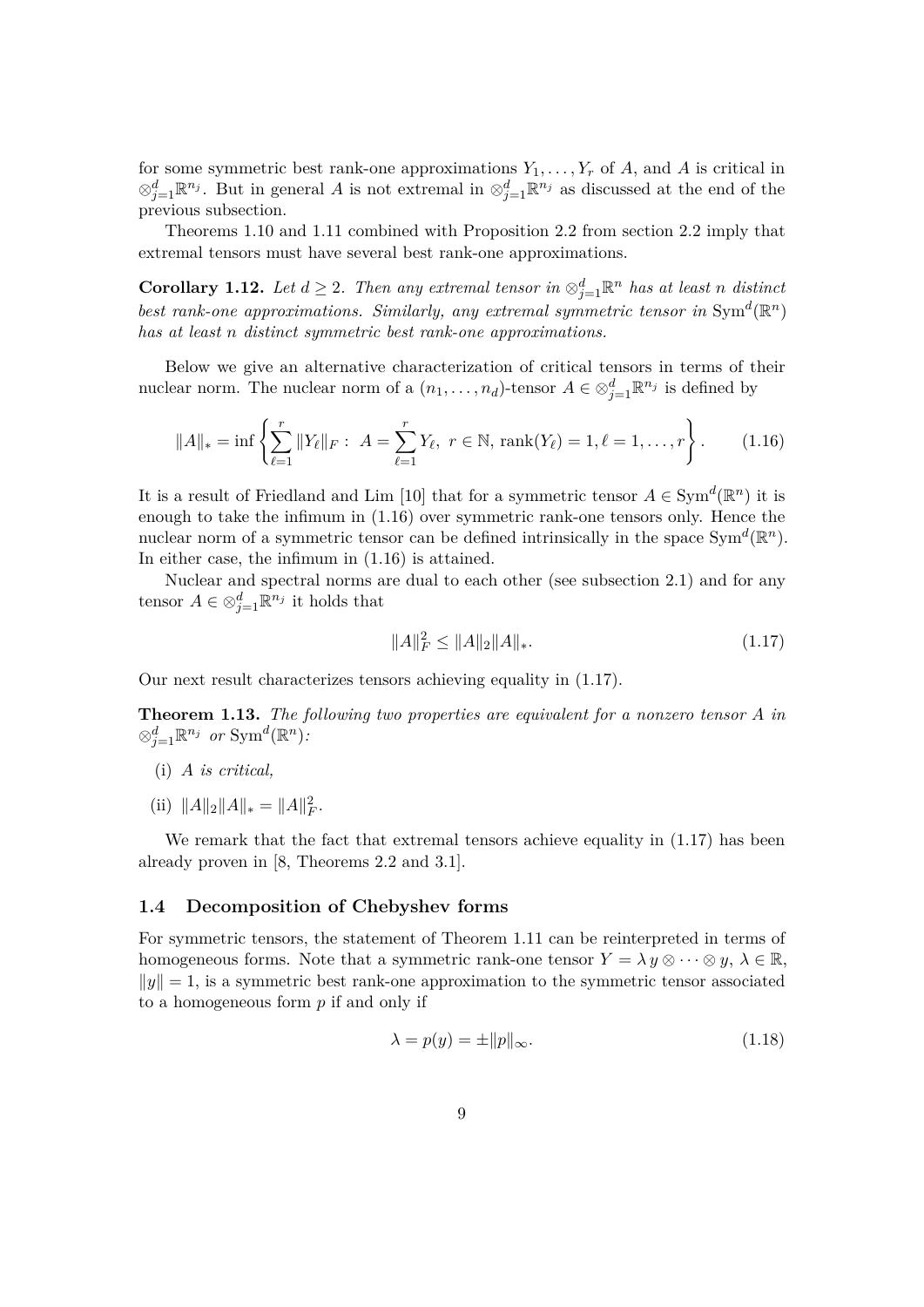for some symmetric best rank-one approximations $Y_1, \dots, Y_r$ of $A$, and $A$ is critical in $\otimes_{j=1}^d \mathbb{R}^{n_j}$. But in general $A$ is not extremal in $\otimes_{j=1}^d \mathbb{R}^{n_j}$ as discussed at the end of the previous subsection.

Theorems 1.10 and 1.11 combined with Proposition 2.2 from section 2.2 imply that extremal tensors must have several best rank-one approximations.

**Corollary 1.12.** *Let $d \geq 2$. Then any extremal tensor in $\otimes_{j=1}^d \mathbb{R}^n$ has at least $n$ distinct best rank-one approximations. Similarly, any extremal symmetric tensor in $\operatorname{Sym}^d(\mathbb{R}^n)$ has at least $n$ distinct symmetric best rank-one approximations.*

Below we give an alternative characterization of critical tensors in terms of their nuclear norm. The nuclear norm of a $(n_1, \dots, n_d)$-tensor $A \in \otimes_{j=1}^d \mathbb{R}^{n_j}$ is defined by

$$\|A\|_* = \inf \left\{ \sum_{\ell=1}^r \|Y_\ell\|_F : \ A = \sum_{\ell=1}^r Y_\ell, \ r \in \mathbb{N}, \ \operatorname{rank}(Y_\ell) = 1, \ell = 1, \dots, r \right\}. \tag{1.16}$$

It is a result of Friedland and Lim [10] that for a symmetric tensor $A \in \operatorname{Sym}^d(\mathbb{R}^n)$ it is enough to take the infimum in (1.16) over symmetric rank-one tensors only. Hence the nuclear norm of a symmetric tensor can be defined intrinsically in the space $\operatorname{Sym}^d(\mathbb{R}^n)$. In either case, the infimum in (1.16) is attained.

Nuclear and spectral norms are dual to each other (see subsection 2.1) and for any tensor $A \in \otimes_{j=1}^d \mathbb{R}^{n_j}$ it holds that

$$\|A\|_F^2 \leq \|A\|_2 \|A\|_*. \tag{1.17}$$

Our next result characterizes tensors achieving equality in (1.17).

**Theorem 1.13.** *The following two properties are equivalent for a nonzero tensor $A$ in $\otimes_{j=1}^d \mathbb{R}^{n_j}$ or $\operatorname{Sym}^d(\mathbb{R}^n)$:*

(i) *$A$ is critical,*

(ii) $\|A\|_2 \|A\|_* = \|A\|_F^2$.

We remark that the fact that extremal tensors achieve equality in (1.17) has been already proven in [8, Theorems 2.2 and 3.1].

### 1.4 Decomposition of Chebyshev forms

For symmetric tensors, the statement of Theorem 1.11 can be reinterpreted in terms of homogeneous forms. Note that a symmetric rank-one tensor $Y = \lambda\, y \otimes \cdots \otimes y$, $\lambda \in \mathbb{R}$, $\|y\| = 1$, is a symmetric best rank-one approximation to the symmetric tensor associated to a homogeneous form $p$ if and only if

$$\lambda = p(y) = \pm \|p\|_\infty. \tag{1.18}$$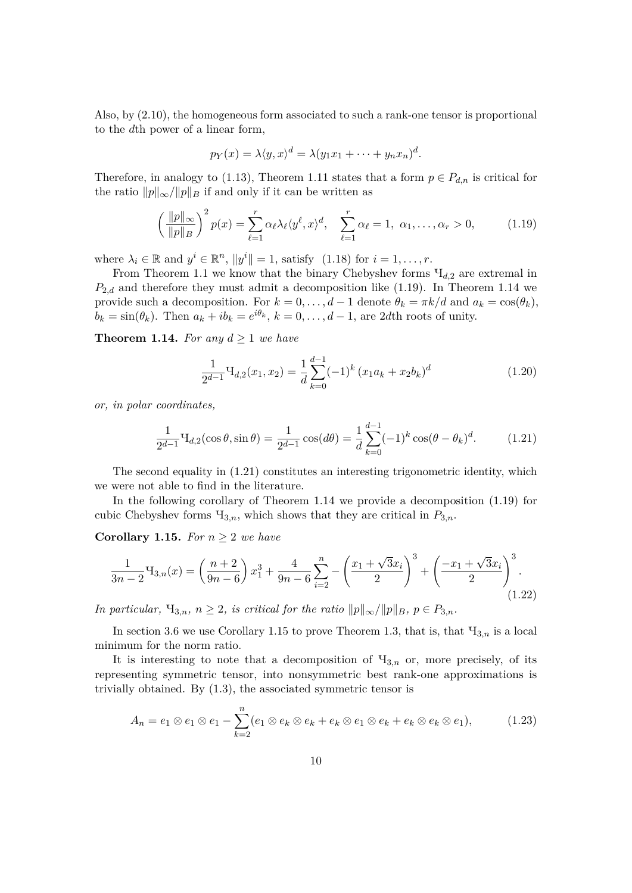Also, by (2.10), the homogeneous form associated to such a rank-one tensor is proportional to the $d$th power of a linear form,

$$p_Y(x) = \lambda \langle y, x\rangle^d = \lambda (y_1 x_1 + \cdots + y_n x_n)^d.$$

Therefore, in analogy to (1.13), Theorem 1.11 states that a form $p \in P_{d,n}$ is critical for the ratio $\|p\|_\infty / \|p\|_B$ if and only if it can be written as

$$\left(\frac{\|p\|_\infty}{\|p\|_B}\right)^2 p(x) = \sum_{\ell=1}^{r} \alpha_\ell \lambda_\ell \langle y^\ell, x\rangle^d, \quad \sum_{\ell=1}^{r} \alpha_\ell = 1,\ \alpha_1, \ldots, \alpha_r > 0, \tag{1.19}$$

where $\lambda_i \in \mathbb{R}$ and $y^i \in \mathbb{R}^n$, $\|y^i\| = 1$, satisfy (1.18) for $i = 1, \ldots, r$.

From Theorem 1.1 we know that the binary Chebyshev forms $Ч_{d,2}$ are extremal in $P_{2,d}$ and therefore they must admit a decomposition like (1.19). In Theorem 1.14 we provide such a decomposition. For $k = 0, \ldots, d-1$ denote $\theta_k = \pi k / d$ and $a_k = \cos(\theta_k)$, $b_k = \sin(\theta_k)$. Then $a_k + i b_k = e^{i\theta_k}$, $k = 0, \ldots, d-1$, are $2d$th roots of unity.

**Theorem 1.14.** *For any $d \geq 1$ we have*

$$\frac{1}{2^{d-1}} Ч_{d,2}(x_1, x_2) = \frac{1}{d} \sum_{k=0}^{d-1} (-1)^k \left(x_1 a_k + x_2 b_k\right)^d \tag{1.20}$$

*or, in polar coordinates,*

$$\frac{1}{2^{d-1}} Ч_{d,2}(\cos\theta, \sin\theta) = \frac{1}{2^{d-1}} \cos(d\theta) = \frac{1}{d} \sum_{k=0}^{d-1} (-1)^k \cos(\theta - \theta_k)^d. \tag{1.21}$$

The second equality in (1.21) constitutes an interesting trigonometric identity, which we were not able to find in the literature.

In the following corollary of Theorem 1.14 we provide a decomposition (1.19) for cubic Chebyshev forms $Ч_{3,n}$, which shows that they are critical in $P_{3,n}$.

**Corollary 1.15.** *For $n \geq 2$ we have*

$$\frac{1}{3n-2} Ч_{3,n}(x) = \left(\frac{n+2}{9n-6}\right) x_1^3 + \frac{4}{9n-6} \sum_{i=2}^{n} -\left(\frac{x_1 + \sqrt{3} x_i}{2}\right)^3 + \left(\frac{-x_1 + \sqrt{3} x_i}{2}\right)^3. \tag{1.22}$$

*In particular, $Ч_{3,n}$, $n \geq 2$, is critical for the ratio $\|p\|_\infty / \|p\|_B$, $p \in P_{3,n}$.*

In section 3.6 we use Corollary 1.15 to prove Theorem 1.3, that is, that $Ч_{3,n}$ is a local minimum for the norm ratio.

It is interesting to note that a decomposition of $Ч_{3,n}$ or, more precisely, of its representing symmetric tensor, into nonsymmetric best rank-one approximations is trivially obtained. By (1.3), the associated symmetric tensor is

$$A_n = e_1 \otimes e_1 \otimes e_1 - \sum_{k=2}^{n} (e_1 \otimes e_k \otimes e_k + e_k \otimes e_1 \otimes e_k + e_k \otimes e_k \otimes e_1), \tag{1.23}$$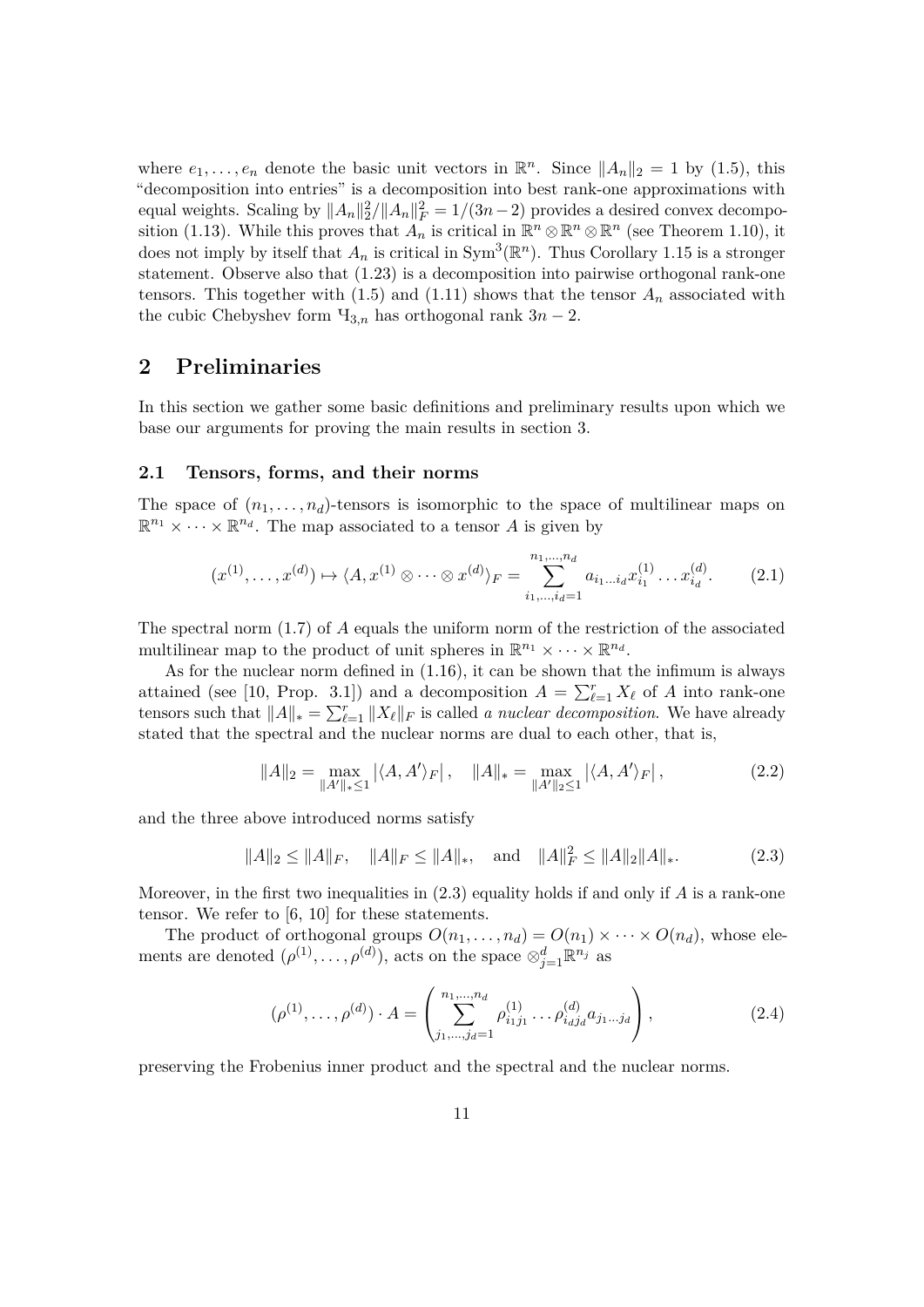where $e_1, \dots, e_n$ denote the basic unit vectors in $\mathbb{R}^n$. Since $\|A_n\|_2 = 1$ by (1.5), this "decomposition into entries" is a decomposition into best rank-one approximations with equal weights. Scaling by $\|A_n\|_2^2/\|A_n\|_F^2 = 1/(3n-2)$ provides a desired convex decomposition (1.13). While this proves that $A_n$ is critical in $\mathbb{R}^n \otimes \mathbb{R}^n \otimes \mathbb{R}^n$ (see Theorem 1.10), it does not imply by itself that $A_n$ is critical in $\mathrm{Sym}^3(\mathbb{R}^n)$. Thus Corollary 1.15 is a stronger statement. Observe also that (1.23) is a decomposition into pairwise orthogonal rank-one tensors. This together with (1.5) and (1.11) shows that the tensor $A_n$ associated with the cubic Chebyshev form $Ч_{3,n}$ has orthogonal rank $3n-2$.

## 2 Preliminaries

In this section we gather some basic definitions and preliminary results upon which we base our arguments for proving the main results in section 3.

### 2.1 Tensors, forms, and their norms

The space of $(n_1, \dots, n_d)$-tensors is isomorphic to the space of multilinear maps on $\mathbb{R}^{n_1} \times \cdots \times \mathbb{R}^{n_d}$. The map associated to a tensor $A$ is given by

$$(x^{(1)}, \dots, x^{(d)}) \mapsto \langle A, x^{(1)} \otimes \cdots \otimes x^{(d)} \rangle_F = \sum_{i_1, \dots, i_d = 1}^{n_1, \dots, n_d} a_{i_1 \dots i_d} x_{i_1}^{(1)} \dots x_{i_d}^{(d)}. \tag{2.1}$$

The spectral norm (1.7) of $A$ equals the uniform norm of the restriction of the associated multilinear map to the product of unit spheres in $\mathbb{R}^{n_1} \times \cdots \times \mathbb{R}^{n_d}$.

As for the nuclear norm defined in (1.16), it can be shown that the infimum is always attained (see [10, Prop. 3.1]) and a decomposition $A = \sum_{\ell=1}^r X_\ell$ of $A$ into rank-one tensors such that $\|A\|_* = \sum_{\ell=1}^r \|X_\ell\|_F$ is called *a nuclear decomposition*. We have already stated that the spectral and the nuclear norms are dual to each other, that is,

$$\|A\|_2 = \max_{\|A'\|_* \le 1} \left| \langle A, A' \rangle_F \right|, \quad \|A\|_* = \max_{\|A'\|_2 \le 1} \left| \langle A, A' \rangle_F \right|, \tag{2.2}$$

and the three above introduced norms satisfy

$$\|A\|_2 \le \|A\|_F, \quad \|A\|_F \le \|A\|_*, \quad \text{and} \quad \|A\|_F^2 \le \|A\|_2 \|A\|_*. \tag{2.3}$$

Moreover, in the first two inequalities in (2.3) equality holds if and only if $A$ is a rank-one tensor. We refer to [6, 10] for these statements.

The product of orthogonal groups $O(n_1, \dots, n_d) = O(n_1) \times \cdots O(n_d)$, whose elements are denoted $(\rho^{(1)}, \dots, \rho^{(d)})$, acts on the space $\otimes_{j=1}^d \mathbb{R}^{n_j}$ as

$$(\rho^{(1)}, \dots, \rho^{(d)}) \cdot A = \left( \sum_{j_1, \dots, j_d = 1}^{n_1, \dots, n_d} \rho_{i_1 j_1}^{(1)} \dots \rho_{i_d j_d}^{(d)} a_{j_1 \dots j_d} \right), \tag{2.4}$$

preserving the Frobenius inner product and the spectral and the nuclear norms.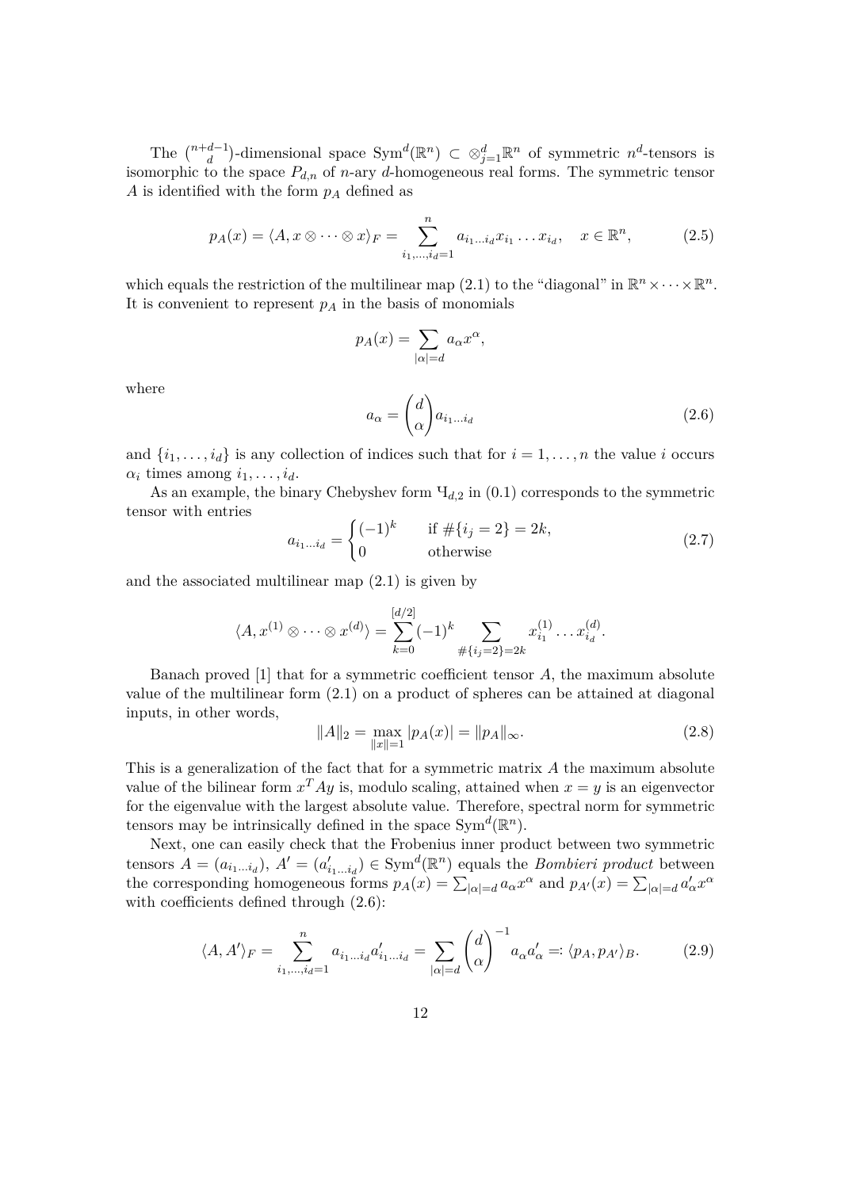The $\binom{n+d-1}{d}$-dimensional space $\mathrm{Sym}^d(\mathbb{R}^n) \subset \otimes_{j=1}^d \mathbb{R}^n$ of symmetric $n^d$-tensors is isomorphic to the space $P_{d,n}$ of $n$-ary $d$-homogeneous real forms. The symmetric tensor $A$ is identified with the form $p_A$ defined as

$$p_A(x) = \langle A, x \otimes \cdots \otimes x \rangle_F = \sum_{i_1,\ldots,i_d=1}^{n} a_{i_1\ldots i_d} x_{i_1} \ldots x_{i_d}, \quad x \in \mathbb{R}^n, \tag{2.5}$$

which equals the restriction of the multilinear map (2.1) to the "diagonal" in $\mathbb{R}^n \times \cdots \times \mathbb{R}^n$. It is convenient to represent $p_A$ in the basis of monomials

$$p_A(x) = \sum_{|\alpha|=d} a_\alpha x^\alpha,$$

where

$$a_\alpha = \binom{d}{\alpha} a_{i_1\ldots i_d} \tag{2.6}$$

and $\{i_1, \ldots, i_d\}$ is any collection of indices such that for $i = 1, \ldots, n$ the value $i$ occurs $\alpha_i$ times among $i_1, \ldots, i_d$.

As an example, the binary Chebyshev form $Ч_{d,2}$ in (0.1) corresponds to the symmetric tensor with entries

$$a_{i_1\ldots i_d} = \begin{cases} (-1)^k & \text{if } \#\{i_j = 2\} = 2k, \\ 0 & \text{otherwise} \end{cases} \tag{2.7}$$

and the associated multilinear map (2.1) is given by

$$\langle A, x^{(1)} \otimes \cdots \otimes x^{(d)} \rangle = \sum_{k=0}^{[d/2]} (-1)^k \sum_{\#\{i_j=2\}=2k} x_{i_1}^{(1)} \ldots x_{i_d}^{(d)}.$$

Banach proved [1] that for a symmetric coefficient tensor $A$, the maximum absolute value of the multilinear form (2.1) on a product of spheres can be attained at diagonal inputs, in other words,

$$\|A\|_2 = \max_{\|x\|=1} |p_A(x)| = \|p_A\|_\infty. \tag{2.8}$$

This is a generalization of the fact that for a symmetric matrix $A$ the maximum absolute value of the bilinear form $x^T A y$ is, modulo scaling, attained when $x = y$ is an eigenvector for the eigenvalue with the largest absolute value. Therefore, spectral norm for symmetric tensors may be intrinsically defined in the space $\mathrm{Sym}^d(\mathbb{R}^n)$.

Next, one can easily check that the Frobenius inner product between two symmetric tensors $A = (a_{i_1\ldots i_d})$, $A' = (a'_{i_1\ldots i_d}) \in \mathrm{Sym}^d(\mathbb{R}^n)$ equals the *Bombieri product* between the corresponding homogeneous forms $p_A(x) = \sum_{|\alpha|=d} a_\alpha x^\alpha$ and $p_{A'}(x) = \sum_{|\alpha|=d} a'_\alpha x^\alpha$ with coefficients defined through (2.6):

$$\langle A, A' \rangle_F = \sum_{i_1,\ldots,i_d=1}^{n} a_{i_1\ldots i_d} a'_{i_1\ldots i_d} = \sum_{|\alpha|=d} \binom{d}{\alpha}^{-1} a_\alpha a'_\alpha =: \langle p_A, p_{A'} \rangle_B. \tag{2.9}$$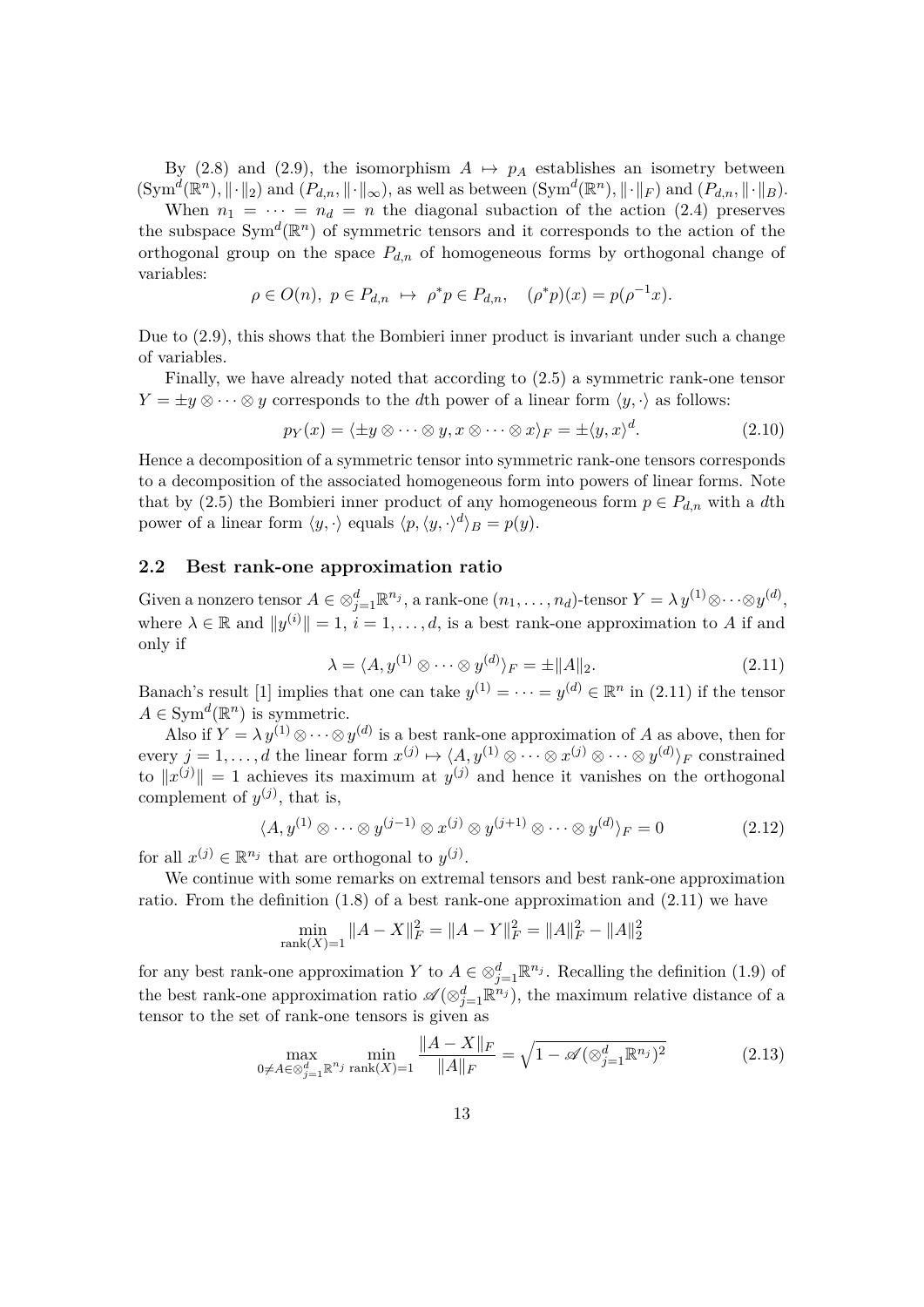By (2.8) and (2.9), the isomorphism $A \mapsto p_A$ establishes an isometry between $(\mathrm{Sym}^d(\mathbb{R}^n), \|\cdot\|_2)$ and $(P_{d,n}, \|\cdot\|_\infty)$, as well as between $(\mathrm{Sym}^d(\mathbb{R}^n), \|\cdot\|_F)$ and $(P_{d,n}, \|\cdot\|_B)$.

When $n_1 = \cdots = n_d = n$ the diagonal subaction of the action (2.4) preserves the subspace $\mathrm{Sym}^d(\mathbb{R}^n)$ of symmetric tensors and it corresponds to the action of the orthogonal group on the space $P_{d,n}$ of homogeneous forms by orthogonal change of variables:

$$\rho \in O(n),\ p \in P_{d,n} \ \mapsto\ \rho^* p \in P_{d,n}, \quad (\rho^* p)(x) = p(\rho^{-1} x).$$

Due to (2.9), this shows that the Bombieri inner product is invariant under such a change of variables.

Finally, we have already noted that according to (2.5) a symmetric rank-one tensor $Y = \pm y \otimes \cdots \otimes y$ corresponds to the $d$th power of a linear form $\langle y, \cdot \rangle$ as follows:

$$p_Y(x) = \langle \pm y \otimes \cdots \otimes y, x \otimes \cdots \otimes x \rangle_F = \pm \langle y, x \rangle^d. \tag{2.10}$$

Hence a decomposition of a symmetric tensor into symmetric rank-one tensors corresponds to a decomposition of the associated homogeneous form into powers of linear forms. Note that by (2.5) the Bombieri inner product of any homogeneous form $p \in P_{d,n}$ with a $d$th power of a linear form $\langle y, \cdot \rangle$ equals $\langle p, \langle y, \cdot \rangle^d \rangle_B = p(y)$.

## 2.2 Best rank-one approximation ratio

Given a nonzero tensor $A \in \otimes_{j=1}^d \mathbb{R}^{n_j}$, a rank-one $(n_1, \ldots, n_d)$-tensor $Y = \lambda\, y^{(1)} \otimes \cdots \otimes y^{(d)}$, where $\lambda \in \mathbb{R}$ and $\|y^{(i)}\| = 1$, $i = 1, \ldots, d$, is a best rank-one approximation to $A$ if and only if

$$\lambda = \langle A, y^{(1)} \otimes \cdots \otimes y^{(d)} \rangle_F = \pm \|A\|_2. \tag{2.11}$$

Banach's result [1] implies that one can take $y^{(1)} = \cdots = y^{(d)} \in \mathbb{R}^n$ in (2.11) if the tensor $A \in \mathrm{Sym}^d(\mathbb{R}^n)$ is symmetric.

Also if $Y = \lambda\, y^{(1)} \otimes \cdots \otimes y^{(d)}$ is a best rank-one approximation of $A$ as above, then for every $j = 1, \ldots, d$ the linear form $x^{(j)} \mapsto \langle A, y^{(1)} \otimes \cdots \otimes x^{(j)} \otimes \cdots \otimes y^{(d)} \rangle_F$ constrained to $\|x^{(j)}\| = 1$ achieves its maximum at $y^{(j)}$ and hence it vanishes on the orthogonal complement of $y^{(j)}$, that is,

$$\langle A, y^{(1)} \otimes \cdots \otimes y^{(j-1)} \otimes x^{(j)} \otimes y^{(j+1)} \otimes \cdots \otimes y^{(d)} \rangle_F = 0 \tag{2.12}$$

for all $x^{(j)} \in \mathbb{R}^{n_j}$ that are orthogonal to $y^{(j)}$.

We continue with some remarks on extremal tensors and best rank-one approximation ratio. From the definition (1.8) of a best rank-one approximation and (2.11) we have

$$\min_{\mathrm{rank}(X)=1} \|A - X\|_F^2 = \|A - Y\|_F^2 = \|A\|_F^2 - \|A\|_2^2$$

for any best rank-one approximation $Y$ to $A \in \otimes_{j=1}^d \mathbb{R}^{n_j}$. Recalling the definition (1.9) of the best rank-one approximation ratio $\mathscr{A}(\otimes_{j=1}^d \mathbb{R}^{n_j})$, the maximum relative distance of a tensor to the set of rank-one tensors is given as

$$\max_{0 \neq A \in \otimes_{j=1}^d \mathbb{R}^{n_j}} \ \min_{\mathrm{rank}(X)=1} \frac{\|A - X\|_F}{\|A\|_F} = \sqrt{1 - \mathscr{A}(\otimes_{j=1}^d \mathbb{R}^{n_j})^2} \tag{2.13}$$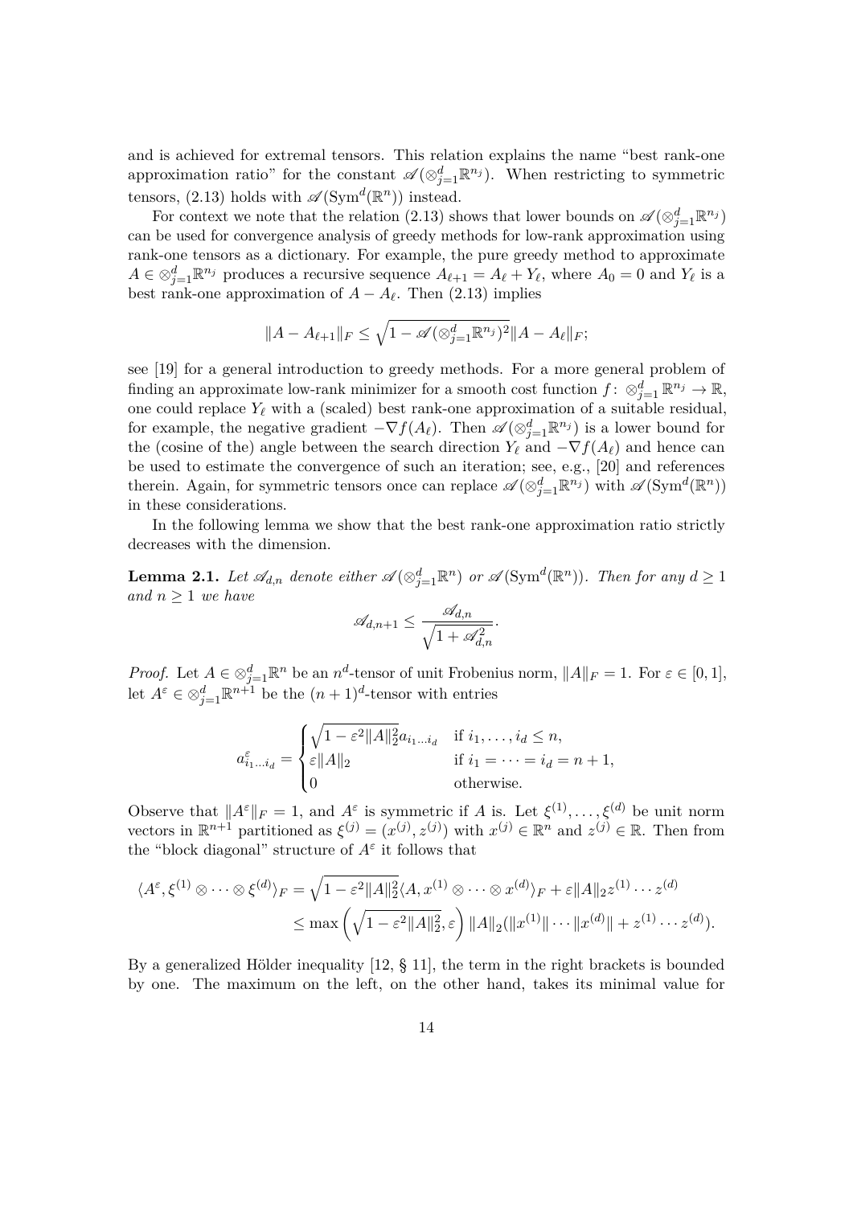and is achieved for extremal tensors. This relation explains the name "best rank-one approximation ratio" for the constant $\mathscr{A}(\otimes_{j=1}^d \mathbb{R}^{n_j})$. When restricting to symmetric tensors, (2.13) holds with $\mathscr{A}(\mathrm{Sym}^d(\mathbb{R}^n))$ instead.

For context we note that the relation (2.13) shows that lower bounds on $\mathscr{A}(\otimes_{j=1}^d \mathbb{R}^{n_j})$ can be used for convergence analysis of greedy methods for low-rank approximation using rank-one tensors as a dictionary. For example, the pure greedy method to approximate $A \in \otimes_{j=1}^d \mathbb{R}^{n_j}$ produces a recursive sequence $A_{\ell+1} = A_\ell + Y_\ell$, where $A_0 = 0$ and $Y_\ell$ is a best rank-one approximation of $A - A_\ell$. Then (2.13) implies

$$\|A - A_{\ell+1}\|_F \leq \sqrt{1 - \mathscr{A}(\otimes_{j=1}^d \mathbb{R}^{n_j})^2}\|A - A_\ell\|_F;$$

see [19] for a general introduction to greedy methods. For a more general problem of finding an approximate low-rank minimizer for a smooth cost function $f\colon \otimes_{j=1}^d \mathbb{R}^{n_j} \to \mathbb{R}$, one could replace $Y_\ell$ with a (scaled) best rank-one approximation of a suitable residual, for example, the negative gradient $-\nabla f(A_\ell)$. Then $\mathscr{A}(\otimes_{j=1}^d \mathbb{R}^{n_j})$ is a lower bound for the (cosine of the) angle between the search direction $Y_\ell$ and $-\nabla f(A_\ell)$ and hence can be used to estimate the convergence of such an iteration; see, e.g., [20] and references therein. Again, for symmetric tensors once can replace $\mathscr{A}(\otimes_{j=1}^d \mathbb{R}^{n_j})$ with $\mathscr{A}(\mathrm{Sym}^d(\mathbb{R}^n))$ in these considerations.

In the following lemma we show that the best rank-one approximation ratio strictly decreases with the dimension.

**Lemma 2.1.** *Let $\mathscr{A}_{d,n}$ denote either $\mathscr{A}(\otimes_{j=1}^d \mathbb{R}^n)$ or $\mathscr{A}(\mathrm{Sym}^d(\mathbb{R}^n))$. Then for any $d \geq 1$ and $n \geq 1$ we have*

$$\mathscr{A}_{d,n+1} \leq \frac{\mathscr{A}_{d,n}}{\sqrt{1 + \mathscr{A}_{d,n}^2}}.$$

*Proof.* Let $A \in \otimes_{j=1}^d \mathbb{R}^n$ be an $n^d$-tensor of unit Frobenius norm, $\|A\|_F = 1$. For $\varepsilon \in [0,1]$, let $A^\varepsilon \in \otimes_{j=1}^d \mathbb{R}^{n+1}$ be the $(n+1)^d$-tensor with entries

$$a^\varepsilon_{i_1\dots i_d} = \begin{cases} \sqrt{1 - \varepsilon^2\|A\|_2^2}\, a_{i_1\dots i_d} & \text{if } i_1, \dots, i_d \leq n, \\ \varepsilon\|A\|_2 & \text{if } i_1 = \dots = i_d = n+1, \\ 0 & \text{otherwise.} \end{cases}$$

Observe that $\|A^\varepsilon\|_F = 1$, and $A^\varepsilon$ is symmetric if $A$ is. Let $\xi^{(1)}, \dots, \xi^{(d)}$ be unit norm vectors in $\mathbb{R}^{n+1}$ partitioned as $\xi^{(j)} = (x^{(j)}, z^{(j)})$ with $x^{(j)} \in \mathbb{R}^n$ and $z^{(j)} \in \mathbb{R}$. Then from the "block diagonal" structure of $A^\varepsilon$ it follows that

$$\begin{aligned}\langle A^\varepsilon, \xi^{(1)} \otimes \dots \otimes \xi^{(d)}\rangle_F &= \sqrt{1 - \varepsilon^2\|A\|_2^2}\langle A, x^{(1)} \otimes \dots \otimes x^{(d)}\rangle_F + \varepsilon\|A\|_2 z^{(1)} \cdots z^{(d)} \\ &\leq \max\left(\sqrt{1 - \varepsilon^2\|A\|_2^2}, \varepsilon\right)\|A\|_2(\|x^{(1)}\| \cdots \|x^{(d)}\| + z^{(1)} \cdots z^{(d)}).\end{aligned}$$

By a generalized Hölder inequality [12, § 11], the term in the right brackets is bounded by one. The maximum on the left, on the other hand, takes its minimal value for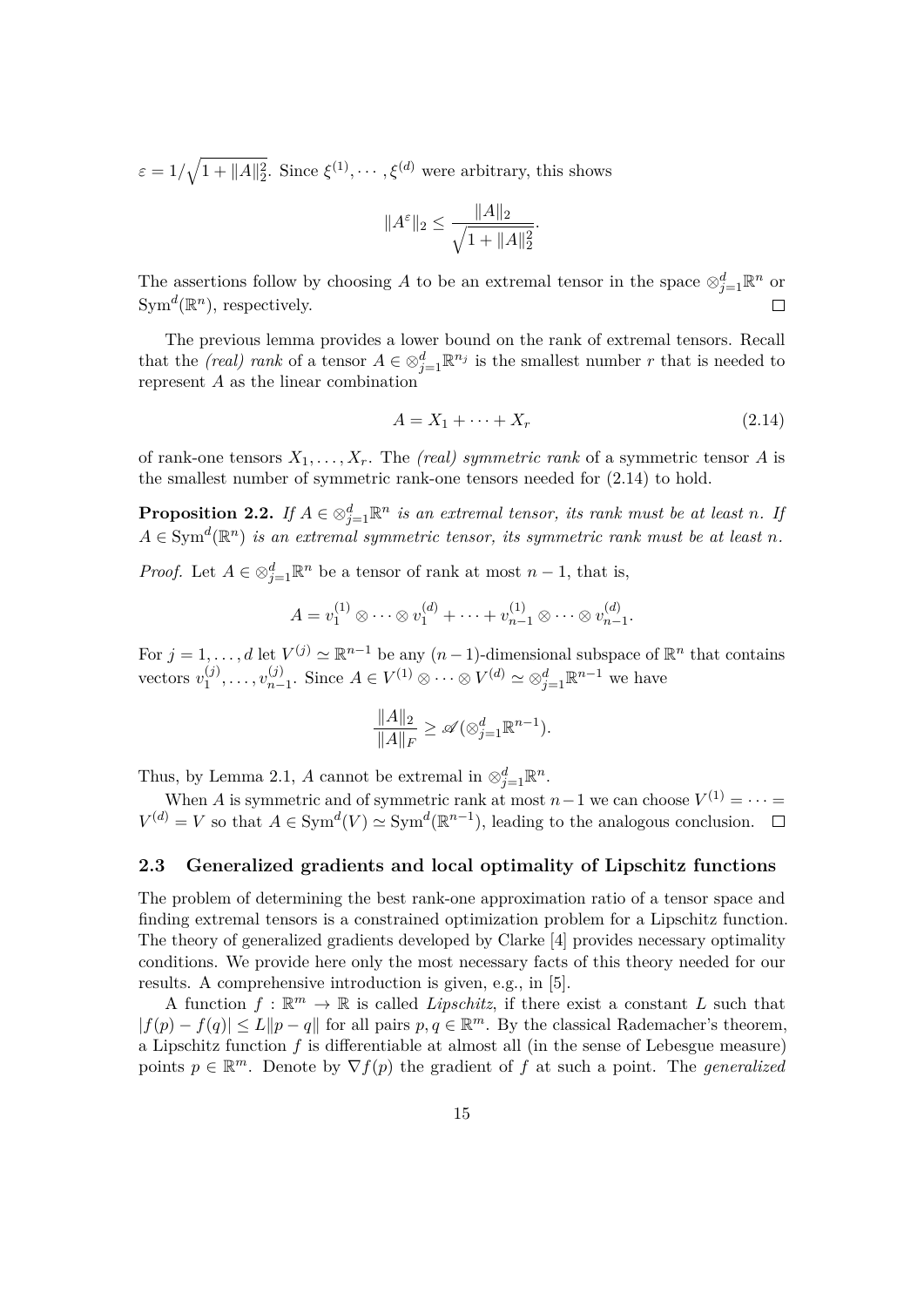$\varepsilon = 1/\sqrt{1+\|A\|_2^2}$. Since $\xi^{(1)}, \cdots, \xi^{(d)}$ were arbitrary, this shows

$$\|A^\varepsilon\|_2 \leq \frac{\|A\|_2}{\sqrt{1+\|A\|_2^2}}.$$

The assertions follow by choosing $A$ to be an extremal tensor in the space $\otimes_{j=1}^d \mathbb{R}^n$ or $\mathrm{Sym}^d(\mathbb{R}^n)$, respectively. $\square$

The previous lemma provides a lower bound on the rank of extremal tensors. Recall that the *(real) rank* of a tensor $A \in \otimes_{j=1}^d \mathbb{R}^{n_j}$ is the smallest number $r$ that is needed to represent $A$ as the linear combination

$$A = X_1 + \cdots + X_r \tag{2.14}$$

of rank-one tensors $X_1, \ldots, X_r$. The *(real) symmetric rank* of a symmetric tensor $A$ is the smallest number of symmetric rank-one tensors needed for (2.14) to hold.

**Proposition 2.2.** *If $A \in \otimes_{j=1}^d \mathbb{R}^n$ is an extremal tensor, its rank must be at least $n$. If $A \in \mathrm{Sym}^d(\mathbb{R}^n)$ is an extremal symmetric tensor, its symmetric rank must be at least $n$.*

*Proof.* Let $A \in \otimes_{j=1}^d \mathbb{R}^n$ be a tensor of rank at most $n-1$, that is,

$$A = v_1^{(1)} \otimes \cdots \otimes v_1^{(d)} + \cdots + v_{n-1}^{(1)} \otimes \cdots \otimes v_{n-1}^{(d)}.$$

For $j = 1, \ldots, d$ let $V^{(j)} \simeq \mathbb{R}^{n-1}$ be any $(n-1)$-dimensional subspace of $\mathbb{R}^n$ that contains vectors $v_1^{(j)}, \ldots, v_{n-1}^{(j)}$. Since $A \in V^{(1)} \otimes \cdots \otimes V^{(d)} \simeq \otimes_{j=1}^d \mathbb{R}^{n-1}$ we have

$$\frac{\|A\|_2}{\|A\|_F} \geq \mathscr{A}(\otimes_{j=1}^d \mathbb{R}^{n-1}).$$

Thus, by Lemma 2.1, $A$ cannot be extremal in $\otimes_{j=1}^d \mathbb{R}^n$.

When $A$ is symmetric and of symmetric rank at most $n-1$ we can choose $V^{(1)} = \cdots = V^{(d)} = V$ so that $A \in \mathrm{Sym}^d(V) \simeq \mathrm{Sym}^d(\mathbb{R}^{n-1})$, leading to the analogous conclusion. $\square$

### 2.3 Generalized gradients and local optimality of Lipschitz functions

The problem of determining the best rank-one approximation ratio of a tensor space and finding extremal tensors is a constrained optimization problem for a Lipschitz function. The theory of generalized gradients developed by Clarke [4] provides necessary optimality conditions. We provide here only the most necessary facts of this theory needed for our results. A comprehensive introduction is given, e.g., in [5].

A function $f : \mathbb{R}^m \to \mathbb{R}$ is called *Lipschitz*, if there exist a constant $L$ such that $|f(p) - f(q)| \leq L\|p - q\|$ for all pairs $p, q \in \mathbb{R}^m$. By the classical Rademacher's theorem, a Lipschitz function $f$ is differentiable at almost all (in the sense of Lebesgue measure) points $p \in \mathbb{R}^m$. Denote by $\nabla f(p)$ the gradient of $f$ at such a point. The *generalized*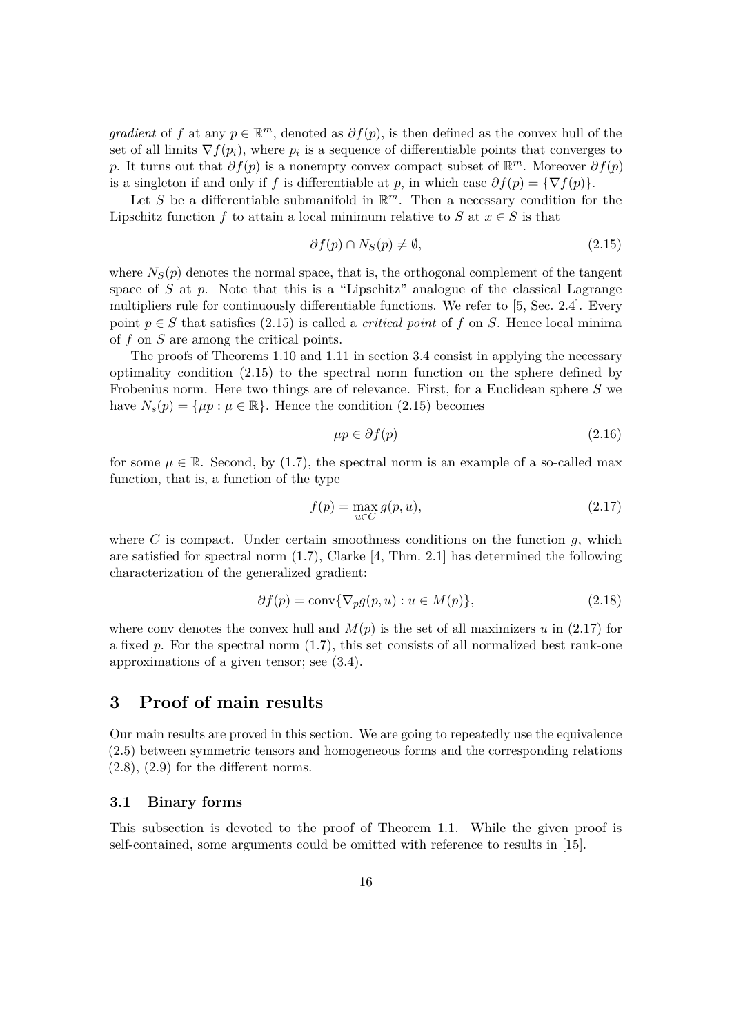*gradient* of $f$ at any $p \in \mathbb{R}^m$, denoted as $\partial f(p)$, is then defined as the convex hull of the set of all limits $\nabla f(p_i)$, where $p_i$ is a sequence of differentiable points that converges to $p$. It turns out that $\partial f(p)$ is a nonempty convex compact subset of $\mathbb{R}^m$. Moreover $\partial f(p)$ is a singleton if and only if $f$ is differentiable at $p$, in which case $\partial f(p) = \{\nabla f(p)\}$.

Let $S$ be a differentiable submanifold in $\mathbb{R}^m$. Then a necessary condition for the Lipschitz function $f$ to attain a local minimum relative to $S$ at $x \in S$ is that

$$\partial f(p) \cap N_S(p) \neq \emptyset, \tag{2.15}$$

where $N_S(p)$ denotes the normal space, that is, the orthogonal complement of the tangent space of $S$ at $p$. Note that this is a "Lipschitz" analogue of the classical Lagrange multipliers rule for continuously differentiable functions. We refer to [5, Sec. 2.4]. Every point $p \in S$ that satisfies (2.15) is called a *critical point* of $f$ on $S$. Hence local minima of $f$ on $S$ are among the critical points.

The proofs of Theorems 1.10 and 1.11 in section 3.4 consist in applying the necessary optimality condition (2.15) to the spectral norm function on the sphere defined by Frobenius norm. Here two things are of relevance. First, for a Euclidean sphere $S$ we have $N_s(p) = \{\mu p : \mu \in \mathbb{R}\}$. Hence the condition (2.15) becomes

$$\mu p \in \partial f(p) \tag{2.16}$$

for some $\mu \in \mathbb{R}$. Second, by (1.7), the spectral norm is an example of a so-called max function, that is, a function of the type

$$f(p) = \max_{u \in C} g(p, u), \tag{2.17}$$

where $C$ is compact. Under certain smoothness conditions on the function $g$, which are satisfied for spectral norm (1.7), Clarke [4, Thm. 2.1] has determined the following characterization of the generalized gradient:

$$\partial f(p) = \operatorname{conv}\{\nabla_p g(p, u) : u \in M(p)\}, \tag{2.18}$$

where conv denotes the convex hull and $M(p)$ is the set of all maximizers $u$ in (2.17) for a fixed $p$. For the spectral norm (1.7), this set consists of all normalized best rank-one approximations of a given tensor; see (3.4).

## 3 Proof of main results

Our main results are proved in this section. We are going to repeatedly use the equivalence (2.5) between symmetric tensors and homogeneous forms and the corresponding relations (2.8), (2.9) for the different norms.

### 3.1 Binary forms

This subsection is devoted to the proof of Theorem 1.1. While the given proof is self-contained, some arguments could be omitted with reference to results in [15].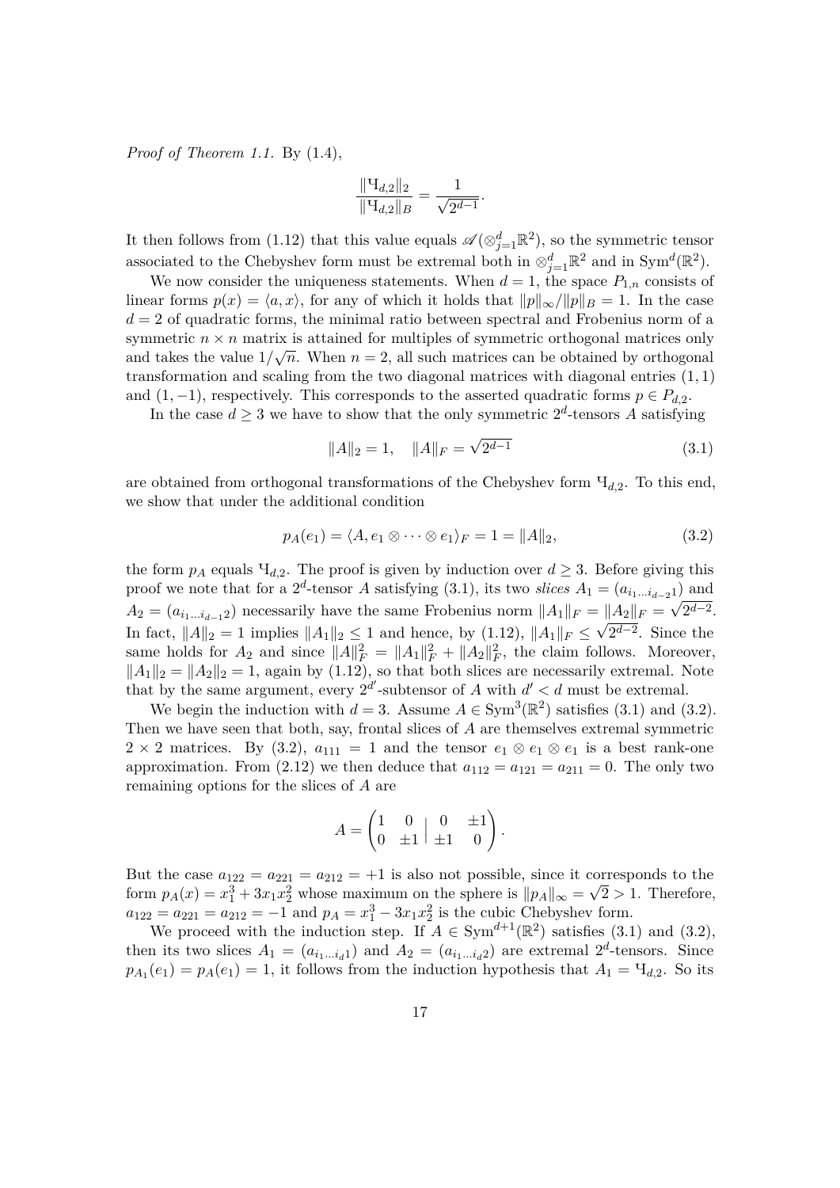*Proof of Theorem 1.1.* By (1.4),

$$\frac{\|Ч_{d,2}\|_2}{\|Ч_{d,2}\|_B} = \frac{1}{\sqrt{2^{d-1}}}.$$

It then follows from (1.12) that this value equals $\mathscr{A}(\otimes_{j=1}^d \mathbb{R}^2)$, so the symmetric tensor associated to the Chebyshev form must be extremal both in $\otimes_{j=1}^d \mathbb{R}^2$ and in $\operatorname{Sym}^d(\mathbb{R}^2)$.

We now consider the uniqueness statements. When $d = 1$, the space $P_{1,n}$ consists of linear forms $p(x) = \langle a, x\rangle$, for any of which it holds that $\|p\|_\infty / \|p\|_B = 1$. In the case $d = 2$ of quadratic forms, the minimal ratio between spectral and Frobenius norm of a symmetric $n \times n$ matrix is attained for multiples of symmetric orthogonal matrices only and takes the value $1/\sqrt{n}$. When $n = 2$, all such matrices can be obtained by orthogonal transformation and scaling from the two diagonal matrices with diagonal entries $(1, 1)$ and $(1, -1)$, respectively. This corresponds to the asserted quadratic forms $p \in P_{d,2}$.

In the case $d \geq 3$ we have to show that the only symmetric $2^d$-tensors $A$ satisfying

$$\|A\|_2 = 1, \quad \|A\|_F = \sqrt{2^{d-1}} \tag{3.1}$$

are obtained from orthogonal transformations of the Chebyshev form $Ч_{d,2}$. To this end, we show that under the additional condition

$$p_A(e_1) = \langle A, e_1 \otimes \cdots \otimes e_1 \rangle_F = 1 = \|A\|_2, \tag{3.2}$$

the form $p_A$ equals $Ч_{d,2}$. The proof is given by induction over $d \geq 3$. Before giving this proof we note that for a $2^d$-tensor $A$ satisfying (3.1), its two *slices* $A_1 = (a_{i_1 \dots i_{d-2} 1})$ and $A_2 = (a_{i_1 \dots i_{d-1} 2})$ necessarily have the same Frobenius norm $\|A_1\|_F = \|A_2\|_F = \sqrt{2^{d-2}}$. In fact, $\|A\|_2 = 1$ implies $\|A_1\|_2 \leq 1$ and hence, by (1.12), $\|A_1\|_F \leq \sqrt{2^{d-2}}$. Since the same holds for $A_2$ and since $\|A\|_F^2 = \|A_1\|_F^2 + \|A_2\|_F^2$, the claim follows. Moreover, $\|A_1\|_2 = \|A_2\|_2 = 1$, again by (1.12), so that both slices are necessarily extremal. Note that by the same argument, every $2^{d'}$-subtensor of $A$ with $d' < d$ must be extremal.

We begin the induction with $d = 3$. Assume $A \in \operatorname{Sym}^3(\mathbb{R}^2)$ satisfies (3.1) and (3.2). Then we have seen that both, say, frontal slices of $A$ are themselves extremal symmetric $2 \times 2$ matrices. By (3.2), $a_{111} = 1$ and the tensor $e_1 \otimes e_1 \otimes e_1$ is a best rank-one approximation. From (2.12) we then deduce that $a_{112} = a_{121} = a_{211} = 0$. The only two remaining options for the slices of $A$ are

$$A = \left(\begin{matrix} 1 & 0 \\ 0 & \pm 1 \end{matrix} \,\middle|\, \begin{matrix} 0 & \pm 1 \\ \pm 1 & 0 \end{matrix}\right).$$

But the case $a_{122} = a_{221} = a_{212} = +1$ is also not possible, since it corresponds to the form $p_A(x) = x_1^3 + 3x_1x_2^2$ whose maximum on the sphere is $\|p_A\|_\infty = \sqrt{2} > 1$. Therefore, $a_{122} = a_{221} = a_{212} = -1$ and $p_A = x_1^3 - 3x_1x_2^2$ is the cubic Chebyshev form.

We proceed with the induction step. If $A \in \operatorname{Sym}^{d+1}(\mathbb{R}^2)$ satisfies (3.1) and (3.2), then its two slices $A_1 = (a_{i_1 \dots i_d 1})$ and $A_2 = (a_{i_1 \dots i_d 2})$ are extremal $2^d$-tensors. Since $p_{A_1}(e_1) = p_A(e_1) = 1$, it follows from the induction hypothesis that $A_1 = Ч_{d,2}$. So its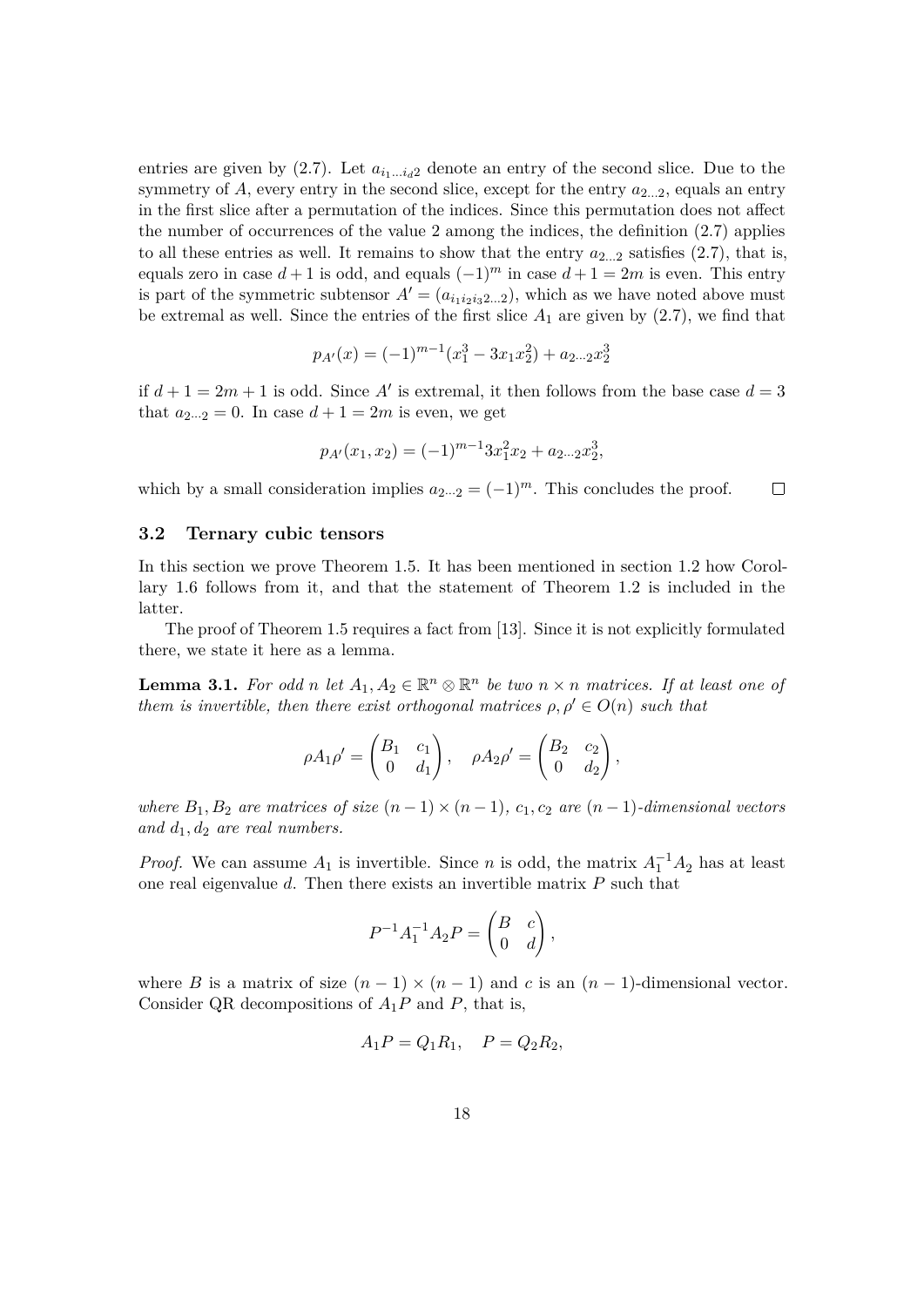entries are given by (2.7). Let $a_{i_1 \dots i_d 2}$ denote an entry of the second slice. Due to the symmetry of $A$, every entry in the second slice, except for the entry $a_{2\dots 2}$, equals an entry in the first slice after a permutation of the indices. Since this permutation does not affect the number of occurrences of the value 2 among the indices, the definition (2.7) applies to all these entries as well. It remains to show that the entry $a_{2\dots 2}$ satisfies (2.7), that is, equals zero in case $d+1$ is odd, and equals $(-1)^m$ in case $d+1 = 2m$ is even. This entry is part of the symmetric subtensor $A' = (a_{i_1 i_2 i_3 2 \dots 2})$, which as we have noted above must be extremal as well. Since the entries of the first slice $A_1$ are given by (2.7), we find that

$$p_{A'}(x) = (-1)^{m-1}(x_1^3 - 3x_1x_2^2) + a_{2\dots 2}x_2^3$$

if $d+1 = 2m+1$ is odd. Since $A'$ is extremal, it then follows from the base case $d = 3$ that $a_{2\dots 2} = 0$. In case $d+1 = 2m$ is even, we get

$$p_{A'}(x_1, x_2) = (-1)^{m-1}3x_1^2x_2 + a_{2\dots 2}x_2^3,$$

which by a small consideration implies $a_{2\dots 2} = (-1)^m$. This concludes the proof. $\square$

### 3.2 Ternary cubic tensors

In this section we prove Theorem 1.5. It has been mentioned in section 1.2 how Corollary 1.6 follows from it, and that the statement of Theorem 1.2 is included in the latter.

The proof of Theorem 1.5 requires a fact from [13]. Since it is not explicitly formulated there, we state it here as a lemma.

**Lemma 3.1.** *For odd $n$ let $A_1, A_2 \in \mathbb{R}^n \otimes \mathbb{R}^n$ be two $n \times n$ matrices. If at least one of them is invertible, then there exist orthogonal matrices $\rho, \rho' \in O(n)$ such that*

$$\rho A_1 \rho' = \begin{pmatrix} B_1 & c_1 \\ 0 & d_1 \end{pmatrix}, \quad \rho A_2 \rho' = \begin{pmatrix} B_2 & c_2 \\ 0 & d_2 \end{pmatrix},$$

*where $B_1, B_2$ are matrices of size $(n-1) \times (n-1)$, $c_1, c_2$ are $(n-1)$-dimensional vectors and $d_1, d_2$ are real numbers.*

*Proof.* We can assume $A_1$ is invertible. Since $n$ is odd, the matrix $A_1^{-1}A_2$ has at least one real eigenvalue $d$. Then there exists an invertible matrix $P$ such that

$$P^{-1}A_1^{-1}A_2P = \begin{pmatrix} B & c \\ 0 & d \end{pmatrix},$$

where $B$ is a matrix of size $(n-1) \times (n-1)$ and $c$ is an $(n-1)$-dimensional vector. Consider QR decompositions of $A_1P$ and $P$, that is,

$$A_1P = Q_1R_1, \quad P = Q_2R_2,$$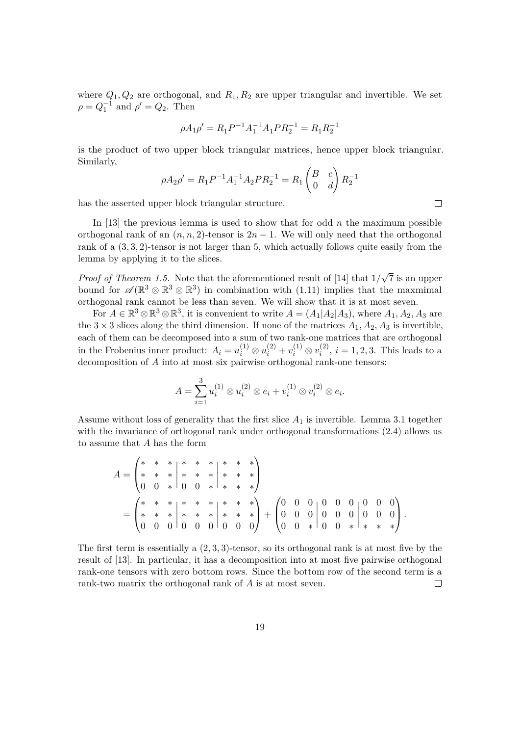where $Q_1, Q_2$ are orthogonal, and $R_1, R_2$ are upper triangular and invertible. We set $\rho = Q_1^{-1}$ and $\rho' = Q_2$. Then

$$\rho A_1 \rho' = R_1 P^{-1} A_1^{-1} A_1 P R_2^{-1} = R_1 R_2^{-1}$$

is the product of two upper block triangular matrices, hence upper block triangular. Similarly,

$$\rho A_2 \rho' = R_1 P^{-1} A_1^{-1} A_2 P R_2^{-1} = R_1 \begin{pmatrix} B & c \\ 0 & d \end{pmatrix} R_2^{-1}$$

has the asserted upper block triangular structure. $\square$

In [13] the previous lemma is used to show that for odd $n$ the maximum possible orthogonal rank of an $(n,n,2)$-tensor is $2n-1$. We will only need that the orthogonal rank of a $(3,3,2)$-tensor is not larger than 5, which actually follows quite easily from the lemma by applying it to the slices.

*Proof of Theorem 1.5.* Note that the aforementioned result of [14] that $1/\sqrt{7}$ is an upper bound for $\mathscr{A}(\mathbb{R}^3 \otimes \mathbb{R}^3 \otimes \mathbb{R}^3)$ in combination with (1.11) implies that the maxmimal orthogonal rank cannot be less than seven. We will show that it is at most seven.

For $A \in \mathbb{R}^3 \otimes \mathbb{R}^3 \otimes \mathbb{R}^3$, it is convenient to write $A = (A_1 | A_2 | A_3)$, where $A_1, A_2, A_3$ are the $3 \times 3$ slices along the third dimension. If none of the matrices $A_1, A_2, A_3$ is invertible, each of them can be decomposed into a sum of two rank-one matrices that are orthogonal in the Frobenius inner product: $A_i = u_i^{(1)} \otimes u_i^{(2)} + v_i^{(1)} \otimes v_i^{(2)}$, $i = 1,2,3$. This leads to a decomposition of $A$ into at most six pairwise orthogonal rank-one tensors:

$$A = \sum_{i=1}^{3} u_i^{(1)} \otimes u_i^{(2)} \otimes e_i + v_i^{(1)} \otimes v_i^{(2)} \otimes e_i.$$

Assume without loss of generality that the first slice $A_1$ is invertible. Lemma 3.1 together with the invariance of orthogonal rank under orthogonal transformations (2.4) allows us to assume that $A$ has the form

$$\begin{aligned} A &= \left(\begin{array}{ccc|ccc|ccc} * & * & * & * & * & * & * & * & * \\ * & * & * & * & * & * & * & * & * \\ 0 & 0 & * & 0 & 0 & * & * & * & * \end{array}\right) \\ &= \left(\begin{array}{ccc|ccc|ccc} * & * & * & * & * & * & * & * & * \\ * & * & * & * & * & * & * & * & * \\ 0 & 0 & 0 & 0 & 0 & 0 & 0 & 0 & 0 \end{array}\right) + \left(\begin{array}{ccc|ccc|ccc} 0 & 0 & 0 & 0 & 0 & 0 & 0 & 0 & 0 \\ 0 & 0 & 0 & 0 & 0 & 0 & 0 & 0 & 0 \\ 0 & 0 & * & 0 & 0 & * & * & * & * \end{array}\right). \end{aligned}$$

The first term is essentially a $(2,3,3)$-tensor, so its orthogonal rank is at most five by the result of [13]. In particular, it has a decomposition into at most five pairwise orthogonal rank-one tensors with zero bottom rows. Since the bottom row of the second term is a rank-two matrix the orthogonal rank of $A$ is at most seven. $\square$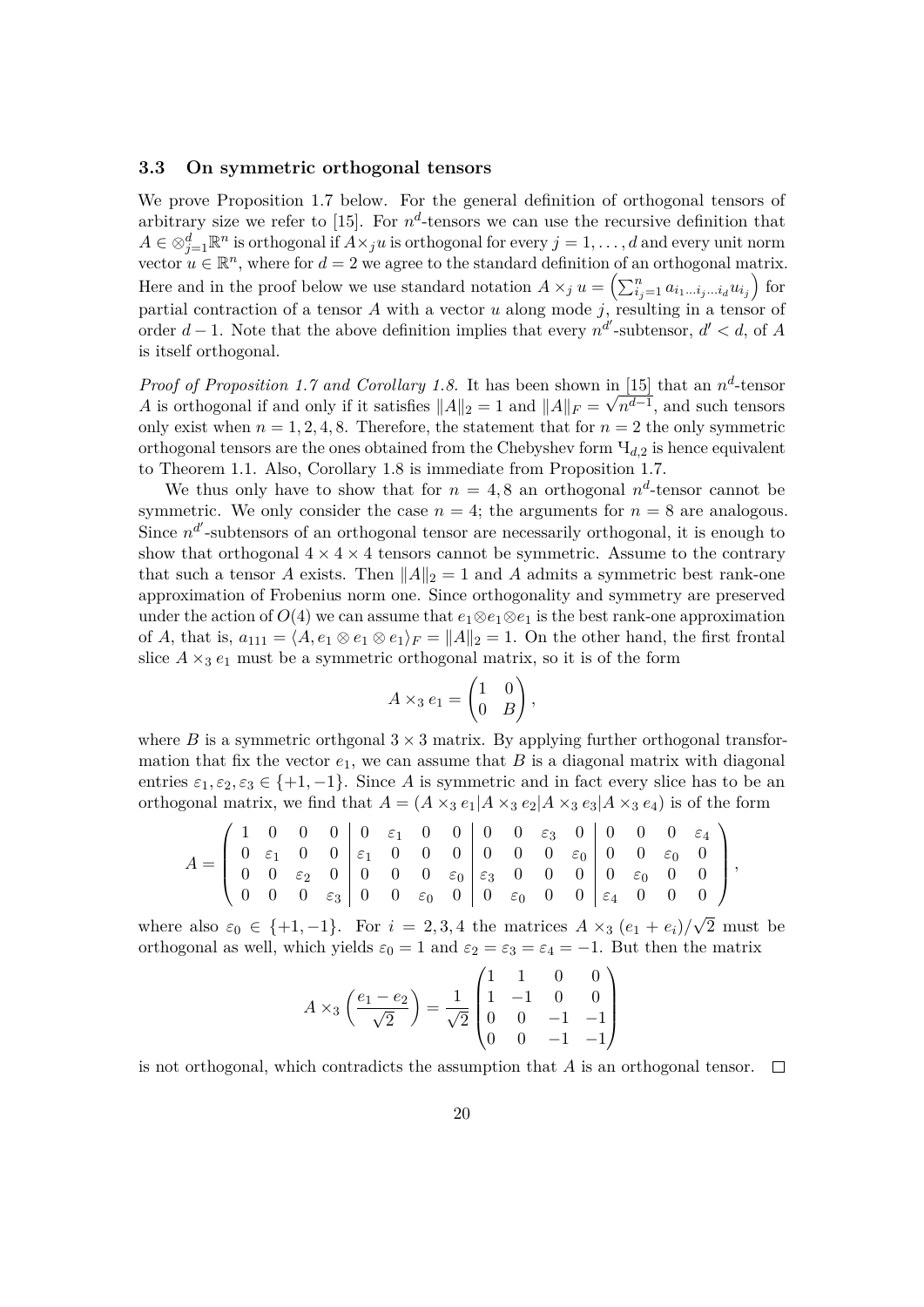### 3.3 On symmetric orthogonal tensors

We prove Proposition 1.7 below. For the general definition of orthogonal tensors of arbitrary size we refer to [15]. For $n^d$-tensors we can use the recursive definition that $A \in \otimes_{j=1}^d \mathbb{R}^n$ is orthogonal if $A \times_j u$ is orthogonal for every $j = 1, \dots, d$ and every unit norm vector $u \in \mathbb{R}^n$, where for $d = 2$ we agree to the standard definition of an orthogonal matrix. Here and in the proof below we use standard notation $A \times_j u = \left( \sum_{i_j=1}^n a_{i_1 \dots i_j \dots i_d} u_{i_j} \right)$ for partial contraction of a tensor $A$ with a vector $u$ along mode $j$, resulting in a tensor of order $d-1$. Note that the above definition implies that every $n^{d'}$-subtensor, $d' < d$, of $A$ is itself orthogonal.

*Proof of Proposition 1.7 and Corollary 1.8.* It has been shown in [15] that an $n^d$-tensor $A$ is orthogonal if and only if it satisfies $\|A\|_2 = 1$ and $\|A\|_F = \sqrt{n^{d-1}}$, and such tensors only exist when $n = 1, 2, 4, 8$. Therefore, the statement that for $n = 2$ the only symmetric orthogonal tensors are the ones obtained from the Chebyshev form $Ч_{d,2}$ is hence equivalent to Theorem 1.1. Also, Corollary 1.8 is immediate from Proposition 1.7.

We thus only have to show that for $n = 4, 8$ an orthogonal $n^d$-tensor cannot be symmetric. We only consider the case $n = 4$; the arguments for $n = 8$ are analogous. Since $n^{d'}$-subtensors of an orthogonal tensor are necessarily orthogonal, it is enough to show that orthogonal $4 \times 4 \times 4$ tensors cannot be symmetric. Assume to the contrary that such a tensor $A$ exists. Then $\|A\|_2 = 1$ and $A$ admits a symmetric best rank-one approximation of Frobenius norm one. Since orthogonality and symmetry are preserved under the action of $O(4)$ we can assume that $e_1 \otimes e_1 \otimes e_1$ is the best rank-one approximation of $A$, that is, $a_{111} = \langle A, e_1 \otimes e_1 \otimes e_1 \rangle_F = \|A\|_2 = 1$. On the other hand, the first frontal slice $A \times_3 e_1$ must be a symmetric orthogonal matrix, so it is of the form

$$A \times_3 e_1 = \begin{pmatrix} 1 & 0 \\ 0 & B \end{pmatrix},$$

where $B$ is a symmetric orthgonal $3 \times 3$ matrix. By applying further orthogonal transformation that fix the vector $e_1$, we can assume that $B$ is a diagonal matrix with diagonal entries $\varepsilon_1, \varepsilon_2, \varepsilon_3 \in \{+1, -1\}$. Since $A$ is symmetric and in fact every slice has to be an orthogonal matrix, we find that $A = (A \times_3 e_1 | A \times_3 e_2 | A \times_3 e_3 | A \times_3 e_4)$ is of the form

$$A = \left( \begin{array}{cccc|cccc|cccc|cccc} 1 & 0 & 0 & 0 & 0 & \varepsilon_1 & 0 & 0 & 0 & 0 & \varepsilon_3 & 0 & 0 & 0 & 0 & \varepsilon_4 \\ 0 & \varepsilon_1 & 0 & 0 & \varepsilon_1 & 0 & 0 & 0 & 0 & 0 & 0 & \varepsilon_0 & 0 & 0 & \varepsilon_0 & 0 \\ 0 & 0 & \varepsilon_2 & 0 & 0 & 0 & 0 & \varepsilon_0 & \varepsilon_3 & 0 & 0 & 0 & 0 & \varepsilon_0 & 0 & 0 \\ 0 & 0 & 0 & \varepsilon_3 & 0 & 0 & \varepsilon_0 & 0 & 0 & \varepsilon_0 & 0 & 0 & \varepsilon_4 & 0 & 0 & 0 \end{array} \right),$$

where also $\varepsilon_0 \in \{+1, -1\}$. For $i = 2, 3, 4$ the matrices $A \times_3 (e_1 + e_i)/\sqrt{2}$ must be orthogonal as well, which yields $\varepsilon_0 = 1$ and $\varepsilon_2 = \varepsilon_3 = \varepsilon_4 = -1$. But then the matrix

$$A \times_3 \left( \frac{e_1 - e_2}{\sqrt{2}} \right) = \frac{1}{\sqrt{2}} \begin{pmatrix} 1 & 1 & 0 & 0 \\ 1 & -1 & 0 & 0 \\ 0 & 0 & -1 & -1 \\ 0 & 0 & -1 & -1 \end{pmatrix}$$

is not orthogonal, which contradicts the assumption that $A$ is an orthogonal tensor. $\square$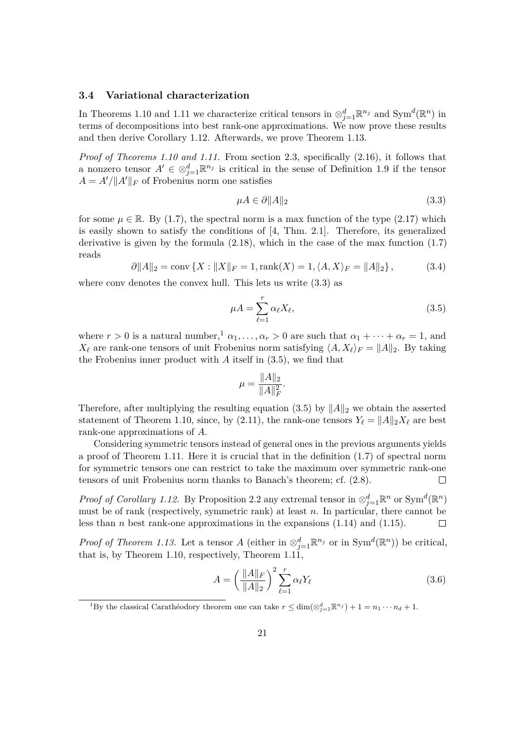### 3.4 Variational characterization

In Theorems 1.10 and 1.11 we characterize critical tensors in $\otimes_{j=1}^d \mathbb{R}^{n_j}$ and $\mathrm{Sym}^d(\mathbb{R}^n)$ in terms of decompositions into best rank-one approximations. We now prove these results and then derive Corollary 1.12. Afterwards, we prove Theorem 1.13.

*Proof of Theorems 1.10 and 1.11.* From section 2.3, specifically (2.16), it follows that a nonzero tensor $A' \in \otimes_{j=1}^d \mathbb{R}^{n_j}$ is critical in the sense of Definition 1.9 if the tensor $A = A'/\|A'\|_F$ of Frobenius norm one satisfies

$$\mu A \in \partial \|A\|_2 \tag{3.3}$$

for some $\mu \in \mathbb{R}$. By (1.7), the spectral norm is a max function of the type (2.17) which is easily shown to satisfy the conditions of [4, Thm. 2.1]. Therefore, its generalized derivative is given by the formula (2.18), which in the case of the max function (1.7) reads

$$\partial \|A\|_2 = \mathrm{conv}\left\{X : \|X\|_F = 1, \mathrm{rank}(X) = 1, \langle A, X\rangle_F = \|A\|_2\right\}, \tag{3.4}$$

where conv denotes the convex hull. This lets us write (3.3) as

$$\mu A = \sum_{\ell=1}^{r} \alpha_\ell X_\ell, \tag{3.5}$$

where $r > 0$ is a natural number,[1] $\alpha_1, \dots, \alpha_r > 0$ are such that $\alpha_1 + \dots + \alpha_r = 1$, and $X_\ell$ are rank-one tensors of unit Frobenius norm satisfying $\langle A, X_\ell\rangle_F = \|A\|_2$. By taking the Frobenius inner product with $A$ itself in (3.5), we find that

$$\mu = \frac{\|A\|_2}{\|A\|_F^2}.$$

Therefore, after multiplying the resulting equation (3.5) by $\|A\|_2$ we obtain the asserted statement of Theorem 1.10, since, by (2.11), the rank-one tensors $Y_\ell = \|A\|_2 X_\ell$ are best rank-one approximations of $A$.

Considering symmetric tensors instead of general ones in the previous arguments yields a proof of Theorem 1.11. Here it is crucial that in the definition (1.7) of spectral norm for symmetric tensors one can restrict to take the maximum over symmetric rank-one tensors of unit Frobenius norm thanks to Banach's theorem; cf. (2.8). ◻

*Proof of Corollary 1.12.* By Proposition 2.2 any extremal tensor in $\otimes_{j=1}^d \mathbb{R}^n$ or $\mathrm{Sym}^d(\mathbb{R}^n)$ must be of rank (respectively, symmetric rank) at least $n$. In particular, there cannot be less than $n$ best rank-one approximations in the expansions (1.14) and (1.15). ◻

*Proof of Theorem 1.13.* Let a tensor $A$ (either in $\otimes_{j=1}^d \mathbb{R}^{n_j}$ or in $\mathrm{Sym}^d(\mathbb{R}^n)$) be critical, that is, by Theorem 1.10, respectively, Theorem 1.11,

$$A = \left(\frac{\|A\|_F}{\|A\|_2}\right)^2 \sum_{\ell=1}^{r} \alpha_\ell Y_\ell \tag{3.6}$$

[1] By the classical Carathéodory theorem one can take $r \le \dim(\otimes_{j=1}^d \mathbb{R}^{n_j}) + 1 = n_1 \cdots n_d + 1$.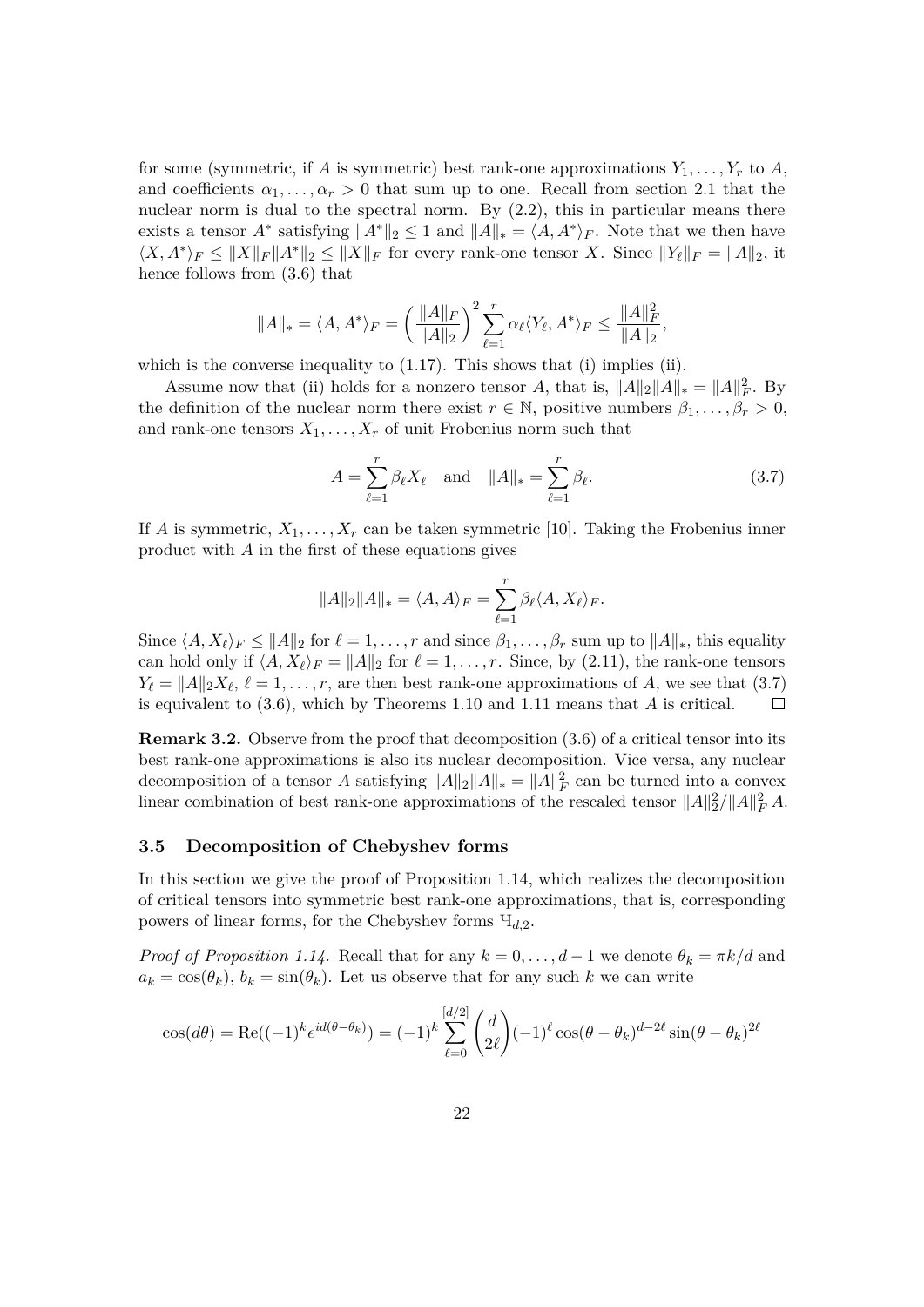for some (symmetric, if $A$ is symmetric) best rank-one approximations $Y_1, \dots, Y_r$ to $A$, and coefficients $\alpha_1, \dots, \alpha_r > 0$ that sum up to one. Recall from section 2.1 that the nuclear norm is dual to the spectral norm. By (2.2), this in particular means there exists a tensor $A^*$ satisfying $\|A^*\|_2 \le 1$ and $\|A\|_* = \langle A, A^* \rangle_F$. Note that we then have $\langle X, A^* \rangle_F \le \|X\|_F \|A^*\|_2 \le \|X\|_F$ for every rank-one tensor $X$. Since $\|Y_\ell\|_F = \|A\|_2$, it hence follows from (3.6) that

$$\|A\|_* = \langle A, A^* \rangle_F = \left( \frac{\|A\|_F}{\|A\|_2} \right)^2 \sum_{\ell=1}^r \alpha_\ell \langle Y_\ell, A^* \rangle_F \le \frac{\|A\|_F^2}{\|A\|_2},$$

which is the converse inequality to (1.17). This shows that (i) implies (ii).

Assume now that (ii) holds for a nonzero tensor $A$, that is, $\|A\|_2 \|A\|_* = \|A\|_F^2$. By the definition of the nuclear norm there exist $r \in \mathbb{N}$, positive numbers $\beta_1, \dots, \beta_r > 0$, and rank-one tensors $X_1, \dots, X_r$ of unit Frobenius norm such that

$$A = \sum_{\ell=1}^r \beta_\ell X_\ell \quad \text{and} \quad \|A\|_* = \sum_{\ell=1}^r \beta_\ell. \tag{3.7}$$

If $A$ is symmetric, $X_1, \dots, X_r$ can be taken symmetric [10]. Taking the Frobenius inner product with $A$ in the first of these equations gives

$$\|A\|_2 \|A\|_* = \langle A, A \rangle_F = \sum_{\ell=1}^r \beta_\ell \langle A, X_\ell \rangle_F.$$

Since $\langle A, X_\ell \rangle_F \le \|A\|_2$ for $\ell = 1, \dots, r$ and since $\beta_1, \dots, \beta_r$ sum up to $\|A\|_*$, this equality can hold only if $\langle A, X_\ell \rangle_F = \|A\|_2$ for $\ell = 1, \dots, r$. Since, by (2.11), the rank-one tensors $Y_\ell = \|A\|_2 X_\ell$, $\ell = 1, \dots, r$, are then best rank-one approximations of $A$, we see that (3.7) is equivalent to (3.6), which by Theorems 1.10 and 1.11 means that $A$ is critical. $\square$

**Remark 3.2.** Observe from the proof that decomposition (3.6) of a critical tensor into its best rank-one approximations is also its nuclear decomposition. Vice versa, any nuclear decomposition of a tensor $A$ satisfying $\|A\|_2 \|A\|_* = \|A\|_F^2$ can be turned into a convex linear combination of best rank-one approximations of the rescaled tensor $\|A\|_2^2 / \|A\|_F^2 \, A$.

### 3.5 Decomposition of Chebyshev forms

In this section we give the proof of Proposition 1.14, which realizes the decomposition of critical tensors into symmetric best rank-one approximations, that is, corresponding powers of linear forms, for the Chebyshev forms $Ч_{d,2}$.

*Proof of Proposition 1.14.* Recall that for any $k = 0, \dots, d-1$ we denote $\theta_k = \pi k / d$ and $a_k = \cos(\theta_k)$, $b_k = \sin(\theta_k)$. Let us observe that for any such $k$ we can write

$$\cos(d\theta) = \mathrm{Re}((-1)^k e^{id(\theta - \theta_k)}) = (-1)^k \sum_{\ell=0}^{[d/2]} \binom{d}{2\ell} (-1)^\ell \cos(\theta - \theta_k)^{d-2\ell} \sin(\theta - \theta_k)^{2\ell}$$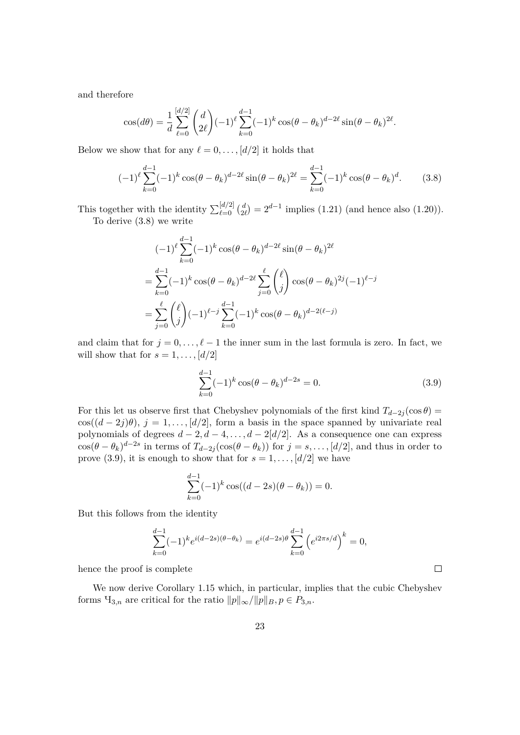and therefore

$$\cos(d\theta) = \frac{1}{d}\sum_{\ell=0}^{[d/2]} \binom{d}{2\ell}(-1)^\ell \sum_{k=0}^{d-1}(-1)^k \cos(\theta-\theta_k)^{d-2\ell}\sin(\theta-\theta_k)^{2\ell}.$$

Below we show that for any $\ell = 0,\dots,[d/2]$ it holds that

$$(-1)^\ell \sum_{k=0}^{d-1}(-1)^k \cos(\theta-\theta_k)^{d-2\ell}\sin(\theta-\theta_k)^{2\ell} = \sum_{k=0}^{d-1}(-1)^k\cos(\theta-\theta_k)^d. \tag{3.8}$$

This together with the identity $\sum_{\ell=0}^{[d/2]}\binom{d}{2\ell} = 2^{d-1}$ implies (1.21) (and hence also (1.20)).

To derive (3.8) we write

$$\begin{aligned}
&(-1)^\ell \sum_{k=0}^{d-1}(-1)^k \cos(\theta-\theta_k)^{d-2\ell}\sin(\theta-\theta_k)^{2\ell}\\
&= \sum_{k=0}^{d-1}(-1)^k\cos(\theta-\theta_k)^{d-2\ell}\sum_{j=0}^{\ell}\binom{\ell}{j}\cos(\theta-\theta_k)^{2j}(-1)^{\ell-j}\\
&= \sum_{j=0}^{\ell}\binom{\ell}{j}(-1)^{\ell-j}\sum_{k=0}^{d-1}(-1)^k\cos(\theta-\theta_k)^{d-2(\ell-j)}
\end{aligned}$$

and claim that for $j = 0,\dots,\ell-1$ the inner sum in the last formula is zero. In fact, we will show that for $s = 1,\dots,[d/2]$

$$\sum_{k=0}^{d-1}(-1)^k\cos(\theta-\theta_k)^{d-2s} = 0. \tag{3.9}$$

For this let us observe first that Chebyshev polynomials of the first kind $T_{d-2j}(\cos\theta) = \cos((d-2j)\theta)$, $j = 1,\dots,[d/2]$, form a basis in the space spanned by univariate real polynomials of degrees $d-2, d-4,\dots,d-2[d/2]$. As a consequence one can express $\cos(\theta-\theta_k)^{d-2s}$ in terms of $T_{d-2j}(\cos(\theta-\theta_k))$ for $j = s,\dots,[d/2]$, and thus in order to prove (3.9), it is enough to show that for $s = 1,\dots,[d/2]$ we have

$$\sum_{k=0}^{d-1}(-1)^k\cos((d-2s)(\theta-\theta_k)) = 0.$$

But this follows from the identity

$$\sum_{k=0}^{d-1}(-1)^k e^{i(d-2s)(\theta-\theta_k)} = e^{i(d-2s)\theta}\sum_{k=0}^{d-1}\left(e^{i2\pi s/d}\right)^k = 0,$$

hence the proof is complete $\square$

We now derive Corollary 1.15 which, in particular, implies that the cubic Chebyshev forms $Ч_{3,n}$ are critical for the ratio $\|p\|_\infty/\|p\|_B, p \in P_{3,n}$.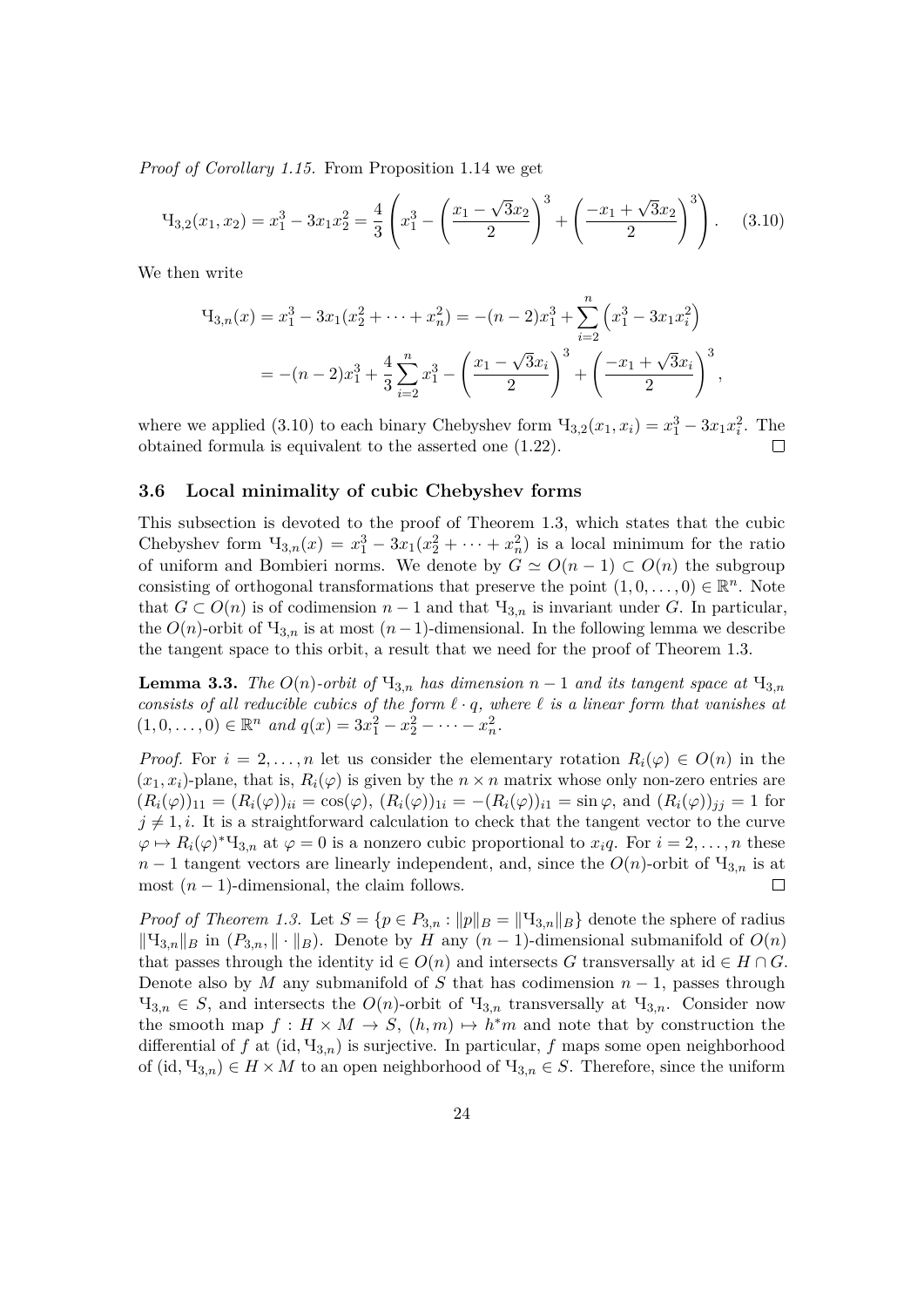*Proof of Corollary 1.15.* From Proposition 1.14 we get

$$Ч_{3,2}(x_1, x_2) = x_1^3 - 3x_1x_2^2 = \frac{4}{3}\left(x_1^3 - \left(\frac{x_1 - \sqrt{3}x_2}{2}\right)^3 + \left(\frac{-x_1 + \sqrt{3}x_2}{2}\right)^3\right). \quad (3.10)$$

We then write

$$\begin{aligned} Ч_{3,n}(x) = x_1^3 - 3x_1(x_2^2 + \cdots + x_n^2) &= -(n-2)x_1^3 + \sum_{i=2}^{n}\left(x_1^3 - 3x_1x_i^2\right) \\ &= -(n-2)x_1^3 + \frac{4}{3}\sum_{i=2}^{n} x_1^3 - \left(\frac{x_1 - \sqrt{3}x_i}{2}\right)^3 + \left(\frac{-x_1 + \sqrt{3}x_i}{2}\right)^3, \end{aligned}$$

where we applied (3.10) to each binary Chebyshev form $Ч_{3,2}(x_1, x_i) = x_1^3 - 3x_1x_i^2$. The obtained formula is equivalent to the asserted one (1.22). $\square$

### 3.6 Local minimality of cubic Chebyshev forms

This subsection is devoted to the proof of Theorem 1.3, which states that the cubic Chebyshev form $Ч_{3,n}(x) = x_1^3 - 3x_1(x_2^2 + \cdots + x_n^2)$ is a local minimum for the ratio of uniform and Bombieri norms. We denote by $G \simeq O(n-1) \subset O(n)$ the subgroup consisting of orthogonal transformations that preserve the point $(1, 0, \ldots, 0) \in \mathbb{R}^n$. Note that $G \subset O(n)$ is of codimension $n-1$ and that $Ч_{3,n}$ is invariant under $G$. In particular, the $O(n)$-orbit of $Ч_{3,n}$ is at most $(n-1)$-dimensional. In the following lemma we describe the tangent space to this orbit, a result that we need for the proof of Theorem 1.3.

**Lemma 3.3.** *The $O(n)$-orbit of $Ч_{3,n}$ has dimension $n-1$ and its tangent space at $Ч_{3,n}$ consists of all reducible cubics of the form $\ell \cdot q$, where $\ell$ is a linear form that vanishes at $(1, 0, \ldots, 0) \in \mathbb{R}^n$ and $q(x) = 3x_1^2 - x_2^2 - \cdots - x_n^2$.*

*Proof.* For $i = 2, \ldots, n$ let us consider the elementary rotation $R_i(\varphi) \in O(n)$ in the $(x_1, x_i)$-plane, that is, $R_i(\varphi)$ is given by the $n \times n$ matrix whose only non-zero entries are $(R_i(\varphi))_{11} = (R_i(\varphi))_{ii} = \cos(\varphi)$, $(R_i(\varphi))_{1i} = -(R_i(\varphi))_{i1} = \sin\varphi$, and $(R_i(\varphi))_{jj} = 1$ for $j \neq 1, i$. It is a straightforward calculation to check that the tangent vector to the curve $\varphi \mapsto R_i(\varphi)^* Ч_{3,n}$ at $\varphi = 0$ is a nonzero cubic proportional to $x_i q$. For $i = 2, \ldots, n$ these $n-1$ tangent vectors are linearly independent, and, since the $O(n)$-orbit of $Ч_{3,n}$ is at most $(n-1)$-dimensional, the claim follows. $\square$

*Proof of Theorem 1.3.* Let $S = \{p \in P_{3,n} : \|p\|_B = \|Ч_{3,n}\|_B\}$ denote the sphere of radius $\|Ч_{3,n}\|_B$ in $(P_{3,n}, \|\cdot\|_B)$. Denote by $H$ any $(n-1)$-dimensional submanifold of $O(n)$ that passes through the identity $\mathrm{id} \in O(n)$ and intersects $G$ transversally at $\mathrm{id} \in H \cap G$. Denote also by $M$ any submanifold of $S$ that has codimension $n-1$, passes through $Ч_{3,n} \in S$, and intersects the $O(n)$-orbit of $Ч_{3,n}$ transversally at $Ч_{3,n}$. Consider now the smooth map $f : H \times M \to S$, $(h, m) \mapsto h^* m$ and note that by construction the differential of $f$ at $(\mathrm{id}, Ч_{3,n})$ is surjective. In particular, $f$ maps some open neighborhood of $(\mathrm{id}, Ч_{3,n}) \in H \times M$ to an open neighborhood of $Ч_{3,n} \in S$. Therefore, since the uniform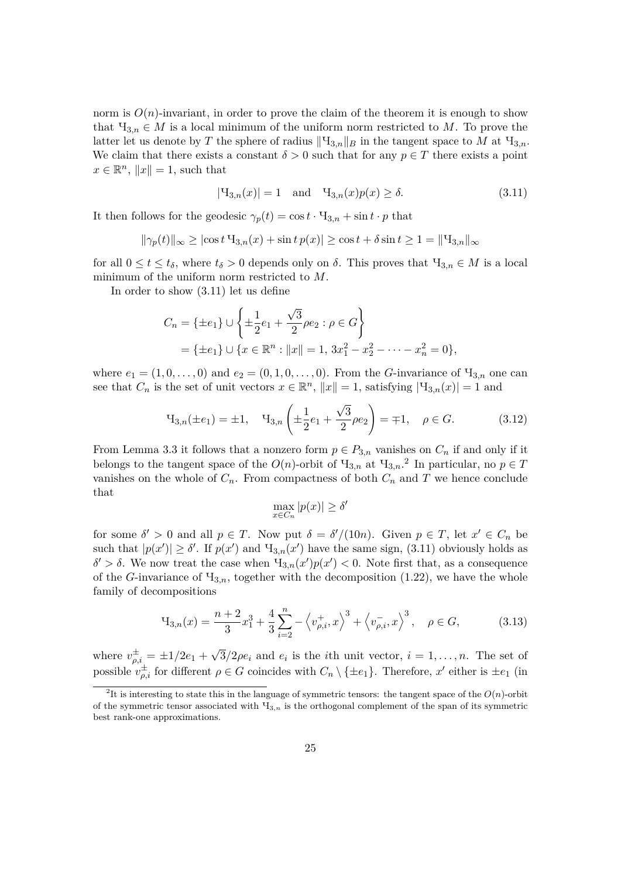norm is $O(n)$-invariant, in order to prove the claim of the theorem it is enough to show that $Ч_{3,n} \in M$ is a local minimum of the uniform norm restricted to $M$. To prove the latter let us denote by $T$ the sphere of radius $\|Ч_{3,n}\|_B$ in the tangent space to $M$ at $Ч_{3,n}$. We claim that there exists a constant $\delta > 0$ such that for any $p \in T$ there exists a point $x \in \mathbb{R}^n$, $\|x\| = 1$, such that

$$|Ч_{3,n}(x)| = 1 \quad \text{and} \quad Ч_{3,n}(x)p(x) \geq \delta. \tag{3.11}$$

It then follows for the geodesic $\gamma_p(t) = \cos t \cdot Ч_{3,n} + \sin t \cdot p$ that

$$\|\gamma_p(t)\|_\infty \geq |\cos t \, Ч_{3,n}(x) + \sin t \, p(x)| \geq \cos t + \delta \sin t \geq 1 = \|Ч_{3,n}\|_\infty$$

for all $0 \leq t \leq t_\delta$, where $t_\delta > 0$ depends only on $\delta$. This proves that $Ч_{3,n} \in M$ is a local minimum of the uniform norm restricted to $M$.

In order to show (3.11) let us define

$$\begin{aligned} C_n &= \{\pm e_1\} \cup \left\{ \pm\frac{1}{2}e_1 + \frac{\sqrt{3}}{2}\rho e_2 : \rho \in G \right\} \\ &= \{\pm e_1\} \cup \{x \in \mathbb{R}^n : \|x\| = 1, \, 3x_1^2 - x_2^2 - \cdots - x_n^2 = 0\}, \end{aligned}$$

where $e_1 = (1, 0, \ldots, 0)$ and $e_2 = (0, 1, 0, \ldots, 0)$. From the $G$-invariance of $Ч_{3,n}$ one can see that $C_n$ is the set of unit vectors $x \in \mathbb{R}^n$, $\|x\| = 1$, satisfying $|Ч_{3,n}(x)| = 1$ and

$$Ч_{3,n}(\pm e_1) = \pm 1, \quad Ч_{3,n}\left( \pm\frac{1}{2}e_1 + \frac{\sqrt{3}}{2}\rho e_2 \right) = \mp 1, \quad \rho \in G. \tag{3.12}$$

From Lemma 3.3 it follows that a nonzero form $p \in P_{3,n}$ vanishes on $C_n$ if and only if it belongs to the tangent space of the $O(n)$-orbit of $Ч_{3,n}$ at $Ч_{3,n}$.[2] In particular, no $p \in T$ vanishes on the whole of $C_n$. From compactness of both $C_n$ and $T$ we hence conclude that

$$\max_{x \in C_n} |p(x)| \geq \delta'$$

for some $\delta' > 0$ and all $p \in T$. Now put $\delta = \delta'/(10n)$. Given $p \in T$, let $x' \in C_n$ be such that $|p(x')| \geq \delta'$. If $p(x')$ and $Ч_{3,n}(x')$ have the same sign, (3.11) obviously holds as $\delta' > \delta$. We now treat the case when $Ч_{3,n}(x')p(x') < 0$. Note first that, as a consequence of the $G$-invariance of $Ч_{3,n}$, together with the decomposition (1.22), we have the whole family of decompositions

$$Ч_{3,n}(x) = \frac{n+2}{3}x_1^3 + \frac{4}{3}\sum_{i=2}^{n} -\left\langle v_{\rho,i}^+, x \right\rangle^3 + \left\langle v_{\rho,i}^-, x \right\rangle^3, \quad \rho \in G, \tag{3.13}$$

where $v_{\rho,i}^\pm = \pm 1/2 e_1 + \sqrt{3}/2 \rho e_i$ and $e_i$ is the $i$th unit vector, $i = 1, \ldots, n$. The set of possible $v_{\rho,i}^\pm$ for different $\rho \in G$ coincides with $C_n \setminus \{\pm e_1\}$. Therefore, $x'$ either is $\pm e_1$ (in

[2] It is interesting to state this in the language of symmetric tensors: the tangent space of the $O(n)$-orbit of the symmetric tensor associated with $Ч_{3,n}$ is the orthogonal complement of the span of its symmetric best rank-one approximations.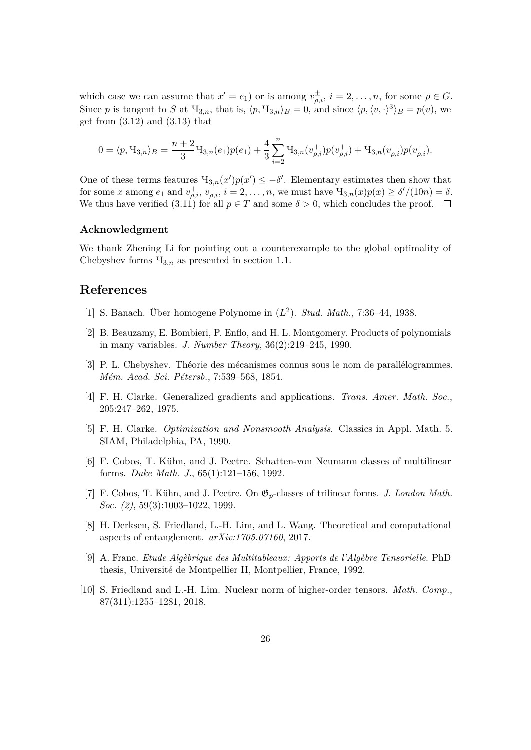which case we can assume that $x' = e_1$) or is among $v^{\pm}_{\rho,i}$, $i = 2, \ldots, n$, for some $\rho \in G$. Since $p$ is tangent to $S$ at $\text{Ч}_{3,n}$, that is, $\langle p, \text{Ч}_{3,n} \rangle_B = 0$, and since $\langle p, \langle v, \cdot \rangle^3 \rangle_B = p(v)$, we get from (3.12) and (3.13) that

$$0 = \langle p, \text{Ч}_{3,n} \rangle_B = \frac{n+2}{3} \text{Ч}_{3,n}(e_1) p(e_1) + \frac{4}{3} \sum_{i=2}^{n} \text{Ч}_{3,n}(v^{+}_{\rho,i}) p(v^{+}_{\rho,i}) + \text{Ч}_{3,n}(v^{-}_{\rho,i}) p(v^{-}_{\rho,i}).$$

One of these terms features $\text{Ч}_{3,n}(x') p(x') \leq -\delta'$. Elementary estimates then show that for some $x$ among $e_1$ and $v^{+}_{\rho,i}$, $v^{-}_{\rho,i}$, $i = 2, \ldots, n$, we must have $\text{Ч}_{3,n}(x) p(x) \geq \delta'/(10n) = \delta$. We thus have verified (3.11) for all $p \in T$ and some $\delta > 0$, which concludes the proof. ☐

### Acknowledgment

We thank Zhening Li for pointing out a counterexample to the global optimality of Chebyshev forms $\text{Ч}_{3,n}$ as presented in section 1.1.

## References

[1] S. Banach. Über homogene Polynome in $(L^2)$. *Stud. Math.*, 7:36–44, 1938.

[2] B. Beauzamy, E. Bombieri, P. Enflo, and H. L. Montgomery. Products of polynomials in many variables. *J. Number Theory*, 36(2):219–245, 1990.

[3] P. L. Chebyshev. Théorie des mécanismes connus sous le nom de parallélogrammes. *Mém. Acad. Sci. Pétersb.*, 7:539–568, 1854.

[4] F. H. Clarke. Generalized gradients and applications. *Trans. Amer. Math. Soc.*, 205:247–262, 1975.

[5] F. H. Clarke. *Optimization and Nonsmooth Analysis*. Classics in Appl. Math. 5. SIAM, Philadelphia, PA, 1990.

[6] F. Cobos, T. Kühn, and J. Peetre. Schatten-von Neumann classes of multilinear forms. *Duke Math. J.*, 65(1):121–156, 1992.

[7] F. Cobos, T. Kühn, and J. Peetre. On $\mathfrak{G}_p$-classes of trilinear forms. *J. London Math. Soc. (2)*, 59(3):1003–1022, 1999.

[8] H. Derksen, S. Friedland, L.-H. Lim, and L. Wang. Theoretical and computational aspects of entanglement. *arXiv:1705.07160*, 2017.

[9] A. Franc. *Etude Algèbrique des Multitableaux: Apports de l'Algèbre Tensorielle*. PhD thesis, Université de Montpellier II, Montpellier, France, 1992.

[10] S. Friedland and L.-H. Lim. Nuclear norm of higher-order tensors. *Math. Comp.*, 87(311):1255–1281, 2018.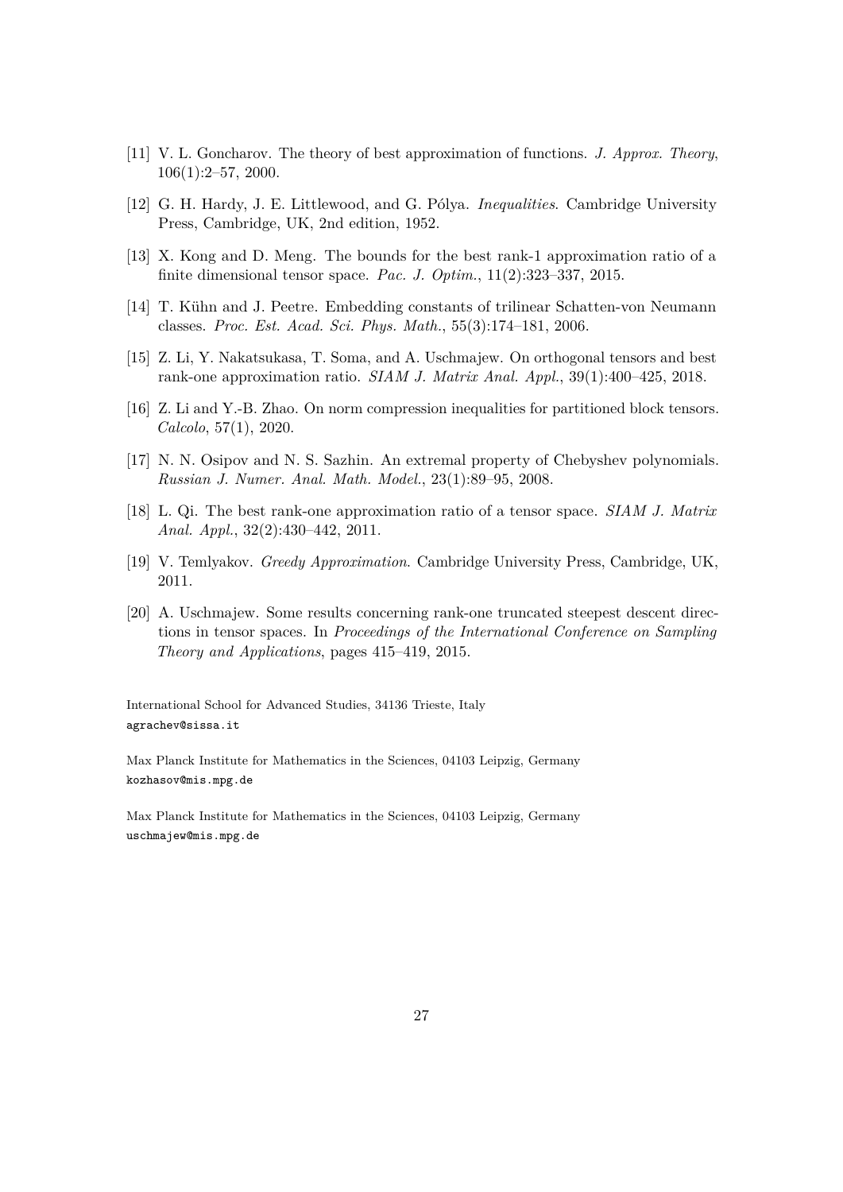[11] V. L. Goncharov. The theory of best approximation of functions. *J. Approx. Theory*, 106(1):2–57, 2000.

[12] G. H. Hardy, J. E. Littlewood, and G. Pólya. *Inequalities*. Cambridge University Press, Cambridge, UK, 2nd edition, 1952.

[13] X. Kong and D. Meng. The bounds for the best rank-1 approximation ratio of a finite dimensional tensor space. *Pac. J. Optim.*, 11(2):323–337, 2015.

[14] T. Kühn and J. Peetre. Embedding constants of trilinear Schatten-von Neumann classes. *Proc. Est. Acad. Sci. Phys. Math.*, 55(3):174–181, 2006.

[15] Z. Li, Y. Nakatsukasa, T. Soma, and A. Uschmajew. On orthogonal tensors and best rank-one approximation ratio. *SIAM J. Matrix Anal. Appl.*, 39(1):400–425, 2018.

[16] Z. Li and Y.-B. Zhao. On norm compression inequalities for partitioned block tensors. *Calcolo*, 57(1), 2020.

[17] N. N. Osipov and N. S. Sazhin. An extremal property of Chebyshev polynomials. *Russian J. Numer. Anal. Math. Model.*, 23(1):89–95, 2008.

[18] L. Qi. The best rank-one approximation ratio of a tensor space. *SIAM J. Matrix Anal. Appl.*, 32(2):430–442, 2011.

[19] V. Temlyakov. *Greedy Approximation*. Cambridge University Press, Cambridge, UK, 2011.

[20] A. Uschmajew. Some results concerning rank-one truncated steepest descent directions in tensor spaces. In *Proceedings of the International Conference on Sampling Theory and Applications*, pages 415–419, 2015.

International School for Advanced Studies, 34136 Trieste, Italy
agrachev@sissa.it

Max Planck Institute for Mathematics in the Sciences, 04103 Leipzig, Germany
kozhasov@mis.mpg.de

Max Planck Institute for Mathematics in the Sciences, 04103 Leipzig, Germany
uschmajew@mis.mpg.de